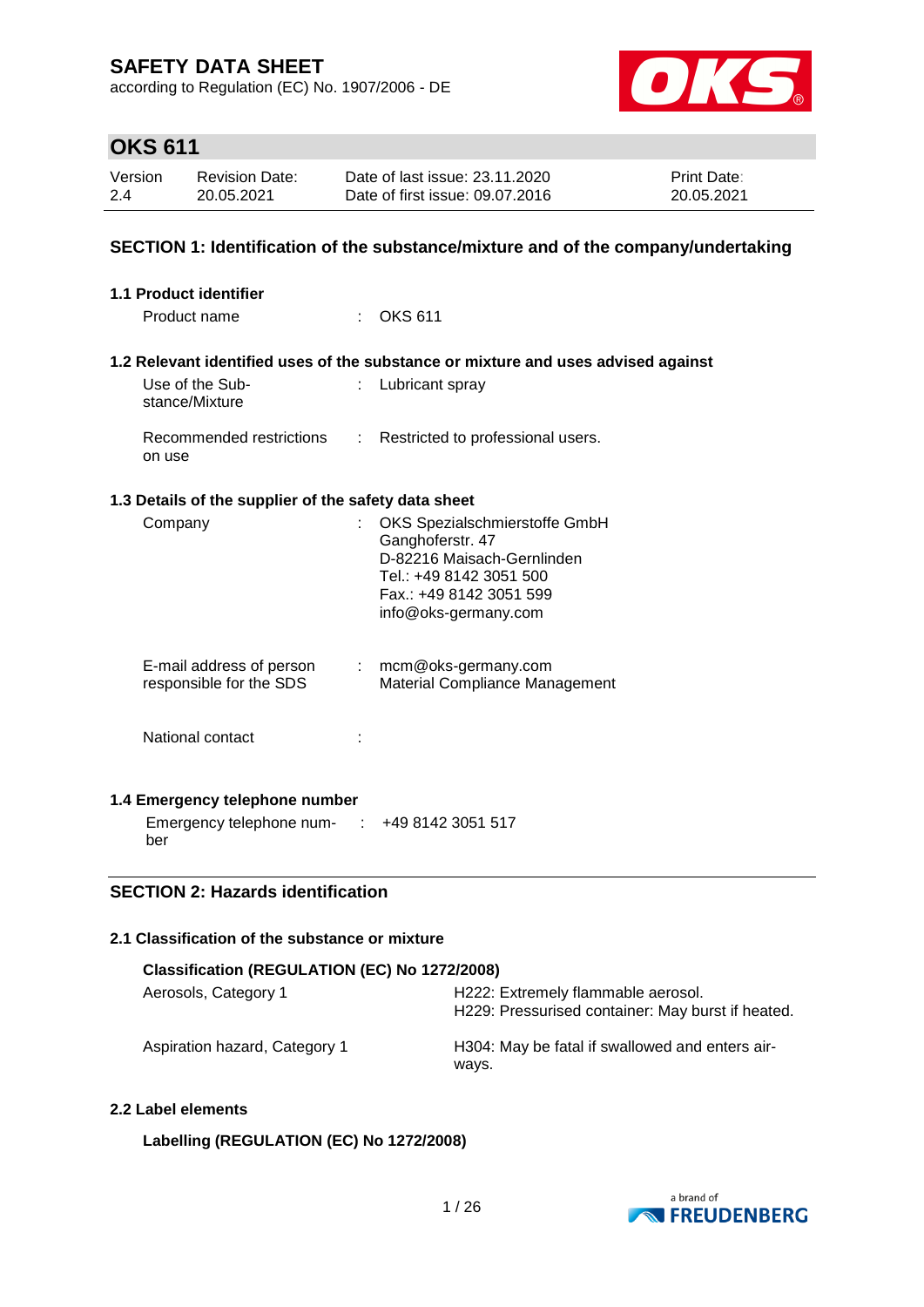# SAFETY DATA SHEET

according to Regulation (EC) No. 1907/2006 - DE

## OKS 611

| Version | Revision Date: | Date of last issue: 23.11.2020 | Print Date: |
|---|---|---|---|
| 2.4 | 20.05.2021 | Date of first issue: 09.07.2016 | 20.05.2021 |

## SECTION 1: Identification of the substance/mixture and of the company/undertaking

### 1.1 Product identifier

Product name : OKS 611

### 1.2 Relevant identified uses of the substance or mixture and uses advised against

Use of the Substance/Mixture : Lubricant spray

Recommended restrictions on use : Restricted to professional users.

### 1.3 Details of the supplier of the safety data sheet

Company : OKS Spezialschmierstoffe GmbH
Ganghoferstr. 47
D-82216 Maisach-Gernlinden
Tel.: +49 8142 3051 500
Fax.: +49 8142 3051 599
info@oks-germany.com

E-mail address of person responsible for the SDS : mcm@oks-germany.com
Material Compliance Management

National contact :

### 1.4 Emergency telephone number

Emergency telephone number : +49 8142 3051 517

## SECTION 2: Hazards identification

### 2.1 Classification of the substance or mixture

**Classification (REGULATION (EC) No 1272/2008)**

| | |
|---|---|
| Aerosols, Category 1 | H222: Extremely flammable aerosol.<br>H229: Pressurised container: May burst if heated. |
| Aspiration hazard, Category 1 | H304: May be fatal if swallowed and enters airways. |

### 2.2 Label elements

**Labelling (REGULATION (EC) No 1272/2008)**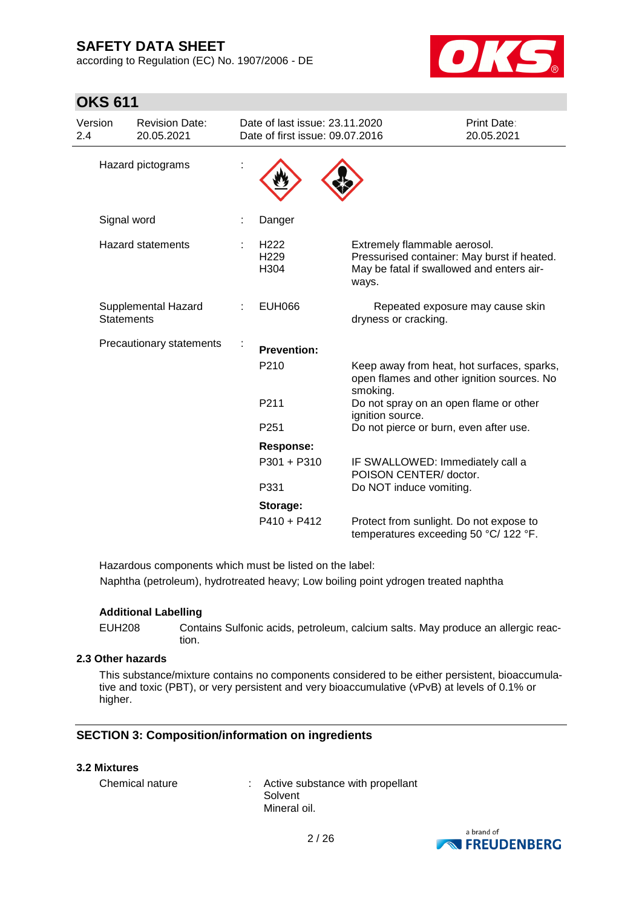| | | | |
|---|---|---|---|
| Hazard pictograms | : | | |
| Signal word | : | Danger | |
| Hazard statements | : | H222<br>H229<br>H304 | Extremely flammable aerosol.<br>Pressurised container: May burst if heated.<br>May be fatal if swallowed and enters airways. |
| Supplemental Hazard Statements | : | EUH066 | Repeated exposure may cause skin dryness or cracking. |
| Precautionary statements | : | **Prevention:** | |
| | | P210 | Keep away from heat, hot surfaces, sparks, open flames and other ignition sources. No smoking. |
| | | P211 | Do not spray on an open flame or other ignition source. |
| | | P251 | Do not pierce or burn, even after use. |
| | | **Response:** | |
| | | P301 + P310 | IF SWALLOWED: Immediately call a POISON CENTER/ doctor. |
| | | P331 | Do NOT induce vomiting. |
| | | **Storage:** | |
| | | P410 + P412 | Protect from sunlight. Do not expose to temperatures exceeding 50 °C/ 122 °F. |

Hazardous components which must be listed on the label:

Naphtha (petroleum), hydrotreated heavy; Low boiling point ydrogen treated naphtha

**Additional Labelling**

EUH208 Contains Sulfonic acids, petroleum, calcium salts. May produce an allergic reaction.

### 2.3 Other hazards

This substance/mixture contains no components considered to be either persistent, bioaccumulative and toxic (PBT), or very persistent and very bioaccumulative (vPvB) at levels of 0.1% or higher.

## SECTION 3: Composition/information on ingredients

### 3.2 Mixtures

Chemical nature : Active substance with propellant
Solvent
Mineral oil.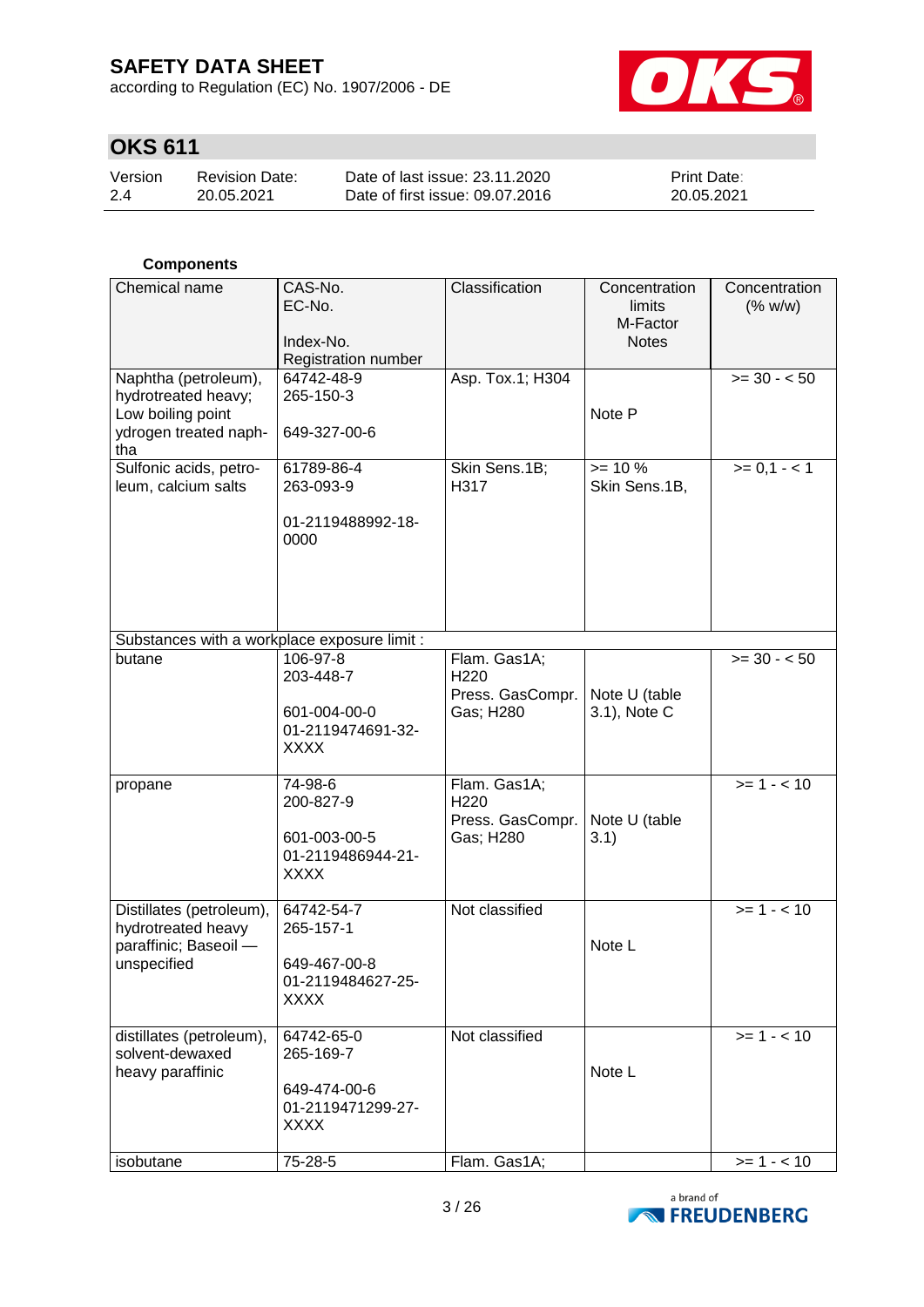**Components**

| Chemical name | CAS-No.<br>EC-No.<br><br>Index-No.<br>Registration number | Classification | Concentration limits<br>M-Factor<br>Notes | Concentration (% w/w) |
|---|---|---|---|---|
| Naphtha (petroleum), hydrotreated heavy; Low boiling point ydrogen treated naphtha | 64742-48-9<br>265-150-3<br><br>649-327-00-6 | Asp. Tox.1; H304 | <br><br>Note P | >= 30 - < 50 |
| Sulfonic acids, petroleum, calcium salts | 61789-86-4<br>263-093-9<br><br>01-2119488992-18-0000 | Skin Sens.1B; H317 | >= 10 %<br>Skin Sens.1B, | >= 0,1 - < 1 |
| Substances with a workplace exposure limit : | | | | |
| butane | 106-97-8<br>203-448-7<br><br>601-004-00-0<br>01-2119474691-32-XXXX | Flam. Gas1A; H220<br>Press. GasCompr. Gas; H280 | <br><br>Note U (table 3.1), Note C | >= 30 - < 50 |
| propane | 74-98-6<br>200-827-9<br><br>601-003-00-5<br>01-2119486944-21-XXXX | Flam. Gas1A; H220<br>Press. GasCompr. Gas; H280 | <br><br>Note U (table 3.1) | >= 1 - < 10 |
| Distillates (petroleum), hydrotreated heavy paraffinic; Baseoil — unspecified | 64742-54-7<br>265-157-1<br><br>649-467-00-8<br>01-2119484627-25-XXXX | Not classified | <br><br>Note L | >= 1 - < 10 |
| distillates (petroleum), solvent-dewaxed heavy paraffinic | 64742-65-0<br>265-169-7<br><br>649-474-00-6<br>01-2119471299-27-XXXX | Not classified | <br><br>Note L | >= 1 - < 10 |
| isobutane | 75-28-5 | Flam. Gas1A; | | >= 1 - < 10 |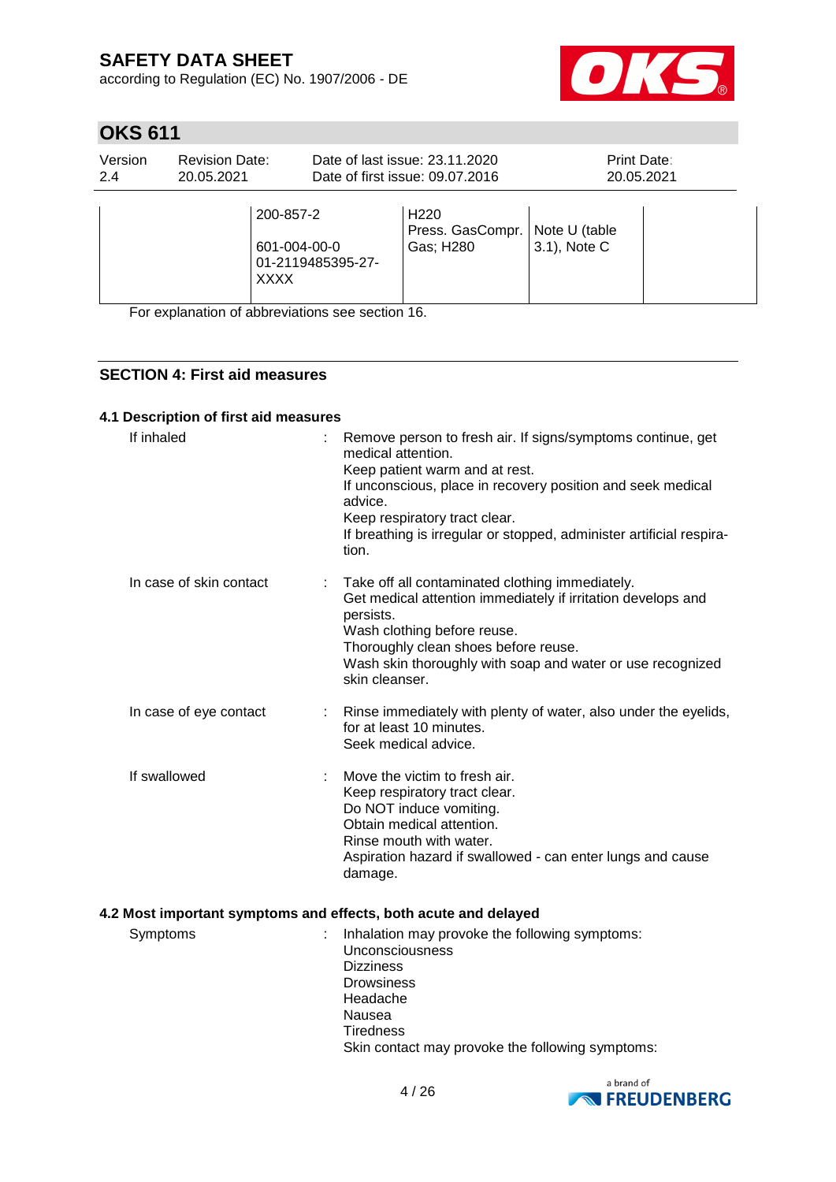# OKS 611

| Version | Revision Date: | Date of last issue: 23.11.2020 | Print Date: |
|---|---|---|---|
| 2.4 | 20.05.2021 | Date of first issue: 09.07.2016 | 20.05.2021 |

| | | | | |
|---|---|---|---|---|
| | 200-857-2<br><br>601-004-00-0<br>01-2119485395-27-XXXX | H220<br>Press. GasCompr. Gas; H280 | Note U (table 3.1), Note C | |

For explanation of abbreviations see section 16.

## SECTION 4: First aid measures

### 4.1 Description of first aid measures

**If inhaled** : Remove person to fresh air. If signs/symptoms continue, get medical attention.
Keep patient warm and at rest.
If unconscious, place in recovery position and seek medical advice.
Keep respiratory tract clear.
If breathing is irregular or stopped, administer artificial respiration.

**In case of skin contact** : Take off all contaminated clothing immediately.
Get medical attention immediately if irritation develops and persists.
Wash clothing before reuse.
Thoroughly clean shoes before reuse.
Wash skin thoroughly with soap and water or use recognized skin cleanser.

**In case of eye contact** : Rinse immediately with plenty of water, also under the eyelids, for at least 10 minutes.
Seek medical advice.

**If swallowed** : Move the victim to fresh air.
Keep respiratory tract clear.
Do NOT induce vomiting.
Obtain medical attention.
Rinse mouth with water.
Aspiration hazard if swallowed - can enter lungs and cause damage.

### 4.2 Most important symptoms and effects, both acute and delayed

**Symptoms** : Inhalation may provoke the following symptoms:
Unconsciousness
Dizziness
Drowsiness
Headache
Nausea
Tiredness
Skin contact may provoke the following symptoms: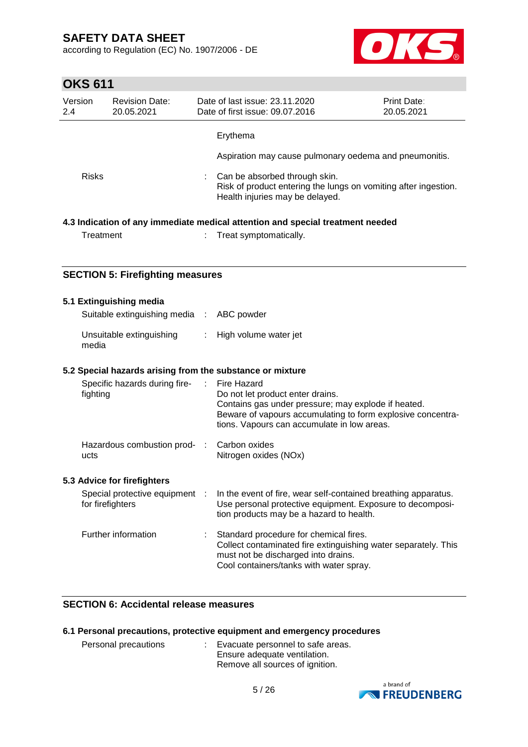| | | |
|---|---|---|
| | | Erythema |
| | | Aspiration may cause pulmonary oedema and pneumonitis. |
| Risks | : | Can be absorbed through skin.<br>Risk of product entering the lungs on vomiting after ingestion.<br>Health injuries may be delayed. |

### 4.3 Indication of any immediate medical attention and special treatment needed

| | | |
|---|---|---|
| Treatment | : | Treat symptomatically. |

## SECTION 5: Firefighting measures

### 5.1 Extinguishing media

| | | |
|---|---|---|
| Suitable extinguishing media | : | ABC powder |
| Unsuitable extinguishing media | : | High volume water jet |

### 5.2 Special hazards arising from the substance or mixture

| | | |
|---|---|---|
| Specific hazards during fire-fighting | : | Fire Hazard<br>Do not let product enter drains.<br>Contains gas under pressure; may explode if heated.<br>Beware of vapours accumulating to form explosive concentrations. Vapours can accumulate in low areas. |
| Hazardous combustion products | : | Carbon oxides<br>Nitrogen oxides (NOx) |

### 5.3 Advice for firefighters

| | | |
|---|---|---|
| Special protective equipment for firefighters | : | In the event of fire, wear self-contained breathing apparatus.<br>Use personal protective equipment. Exposure to decomposition products may be a hazard to health. |
| Further information | : | Standard procedure for chemical fires.<br>Collect contaminated fire extinguishing water separately. This must not be discharged into drains.<br>Cool containers/tanks with water spray. |

## SECTION 6: Accidental release measures

### 6.1 Personal precautions, protective equipment and emergency procedures

| | | |
|---|---|---|
| Personal precautions | : | Evacuate personnel to safe areas.<br>Ensure adequate ventilation.<br>Remove all sources of ignition. |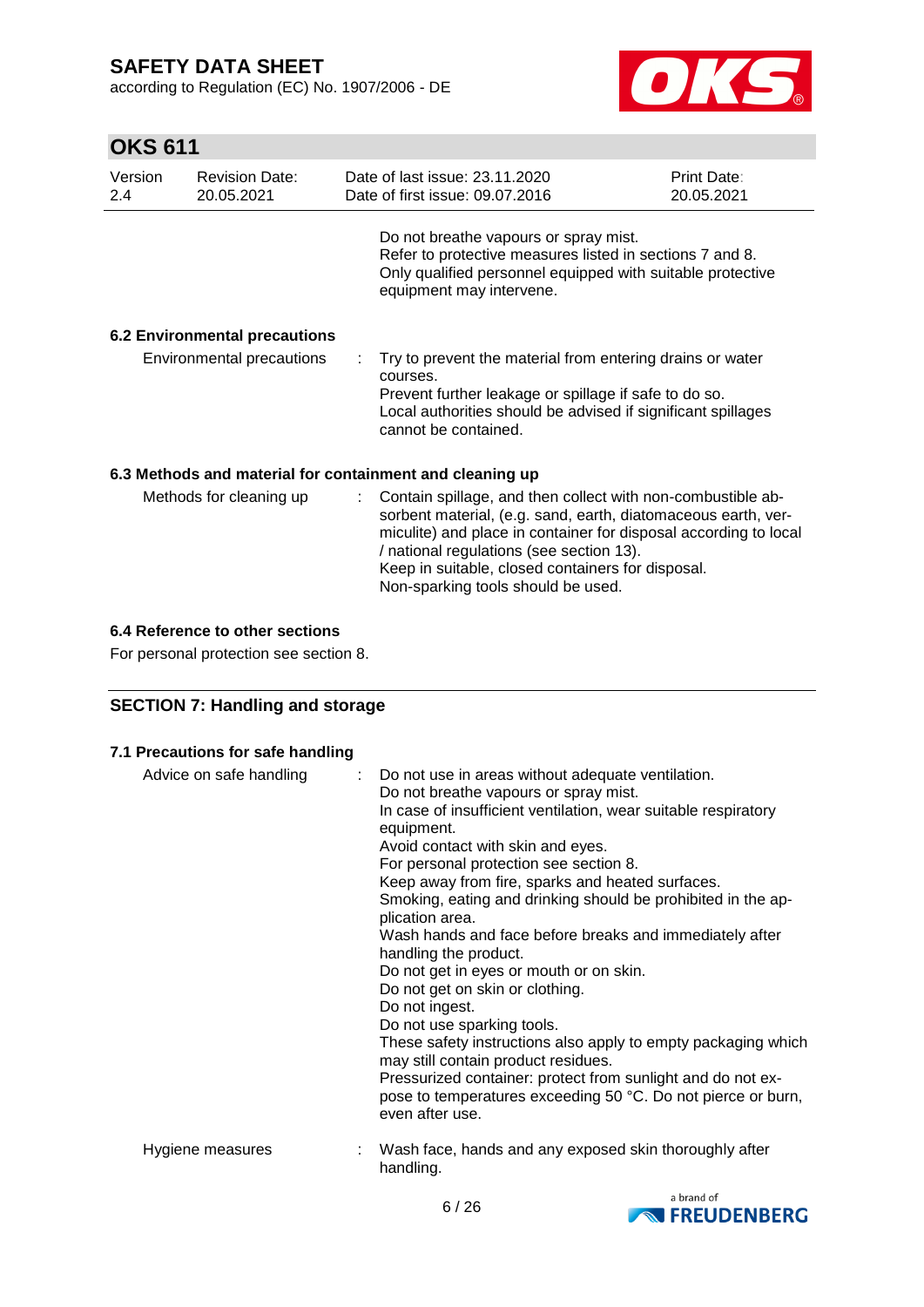Do not breathe vapours or spray mist.
Refer to protective measures listed in sections 7 and 8.
Only qualified personnel equipped with suitable protective equipment may intervene.

### 6.2 Environmental precautions

| | |
|---|---|
| Environmental precautions | : Try to prevent the material from entering drains or water courses.<br>Prevent further leakage or spillage if safe to do so.<br>Local authorities should be advised if significant spillages cannot be contained. |

### 6.3 Methods and material for containment and cleaning up

| | |
|---|---|
| Methods for cleaning up | : Contain spillage, and then collect with non-combustible absorbent material, (e.g. sand, earth, diatomaceous earth, vermiculite) and place in container for disposal according to local / national regulations (see section 13).<br>Keep in suitable, closed containers for disposal.<br>Non-sparking tools should be used. |

### 6.4 Reference to other sections

For personal protection see section 8.

## SECTION 7: Handling and storage

### 7.1 Precautions for safe handling

| | |
|---|---|
| Advice on safe handling | : Do not use in areas without adequate ventilation.<br>Do not breathe vapours or spray mist.<br>In case of insufficient ventilation, wear suitable respiratory equipment.<br>Avoid contact with skin and eyes.<br>For personal protection see section 8.<br>Keep away from fire, sparks and heated surfaces.<br>Smoking, eating and drinking should be prohibited in the application area.<br>Wash hands and face before breaks and immediately after handling the product.<br>Do not get in eyes or mouth or on skin.<br>Do not get on skin or clothing.<br>Do not ingest.<br>Do not use sparking tools.<br>These safety instructions also apply to empty packaging which may still contain product residues.<br>Pressurized container: protect from sunlight and do not expose to temperatures exceeding 50 °C. Do not pierce or burn, even after use. |
| Hygiene measures | : Wash face, hands and any exposed skin thoroughly after handling. |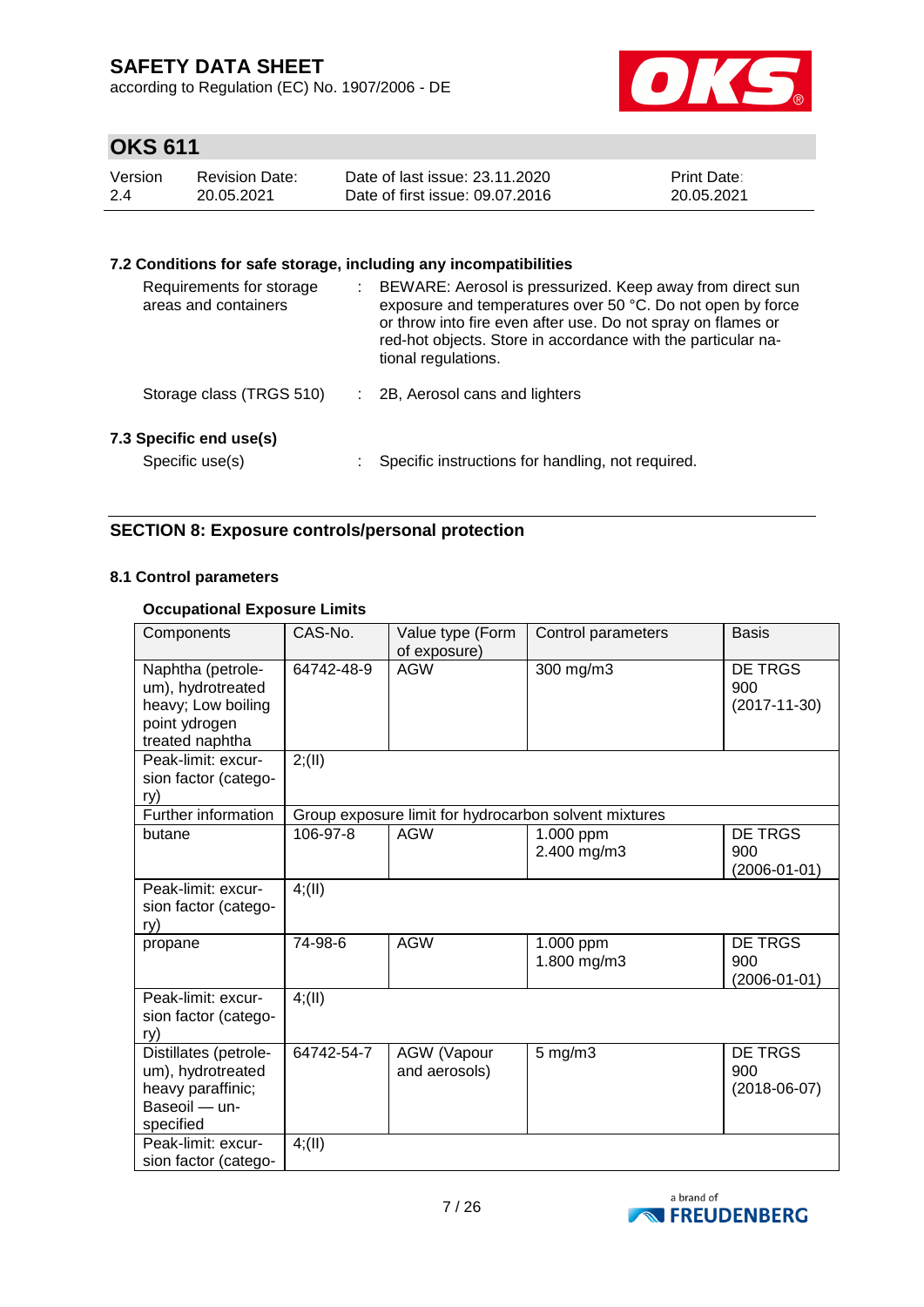### 7.2 Conditions for safe storage, including any incompatibilities

Requirements for storage areas and containers : BEWARE: Aerosol is pressurized. Keep away from direct sun exposure and temperatures over 50 °C. Do not open by force or throw into fire even after use. Do not spray on flames or red-hot objects. Store in accordance with the particular national regulations.

Storage class (TRGS 510) : 2B, Aerosol cans and lighters

### 7.3 Specific end use(s)

Specific use(s) : Specific instructions for handling, not required.

## SECTION 8: Exposure controls/personal protection

### 8.1 Control parameters

#### Occupational Exposure Limits

| Components | CAS-No. | Value type (Form of exposure) | Control parameters | Basis |
|---|---|---|---|---|
| Naphtha (petroleum), hydrotreated heavy; Low boiling point ydrogen treated naphtha | 64742-48-9 | AGW | 300 mg/m3 | DE TRGS 900 (2017-11-30) |
| Peak-limit: excursion factor (category) | 2;(II) | | | |
| Further information | Group exposure limit for hydrocarbon solvent mixtures | | | |
| butane | 106-97-8 | AGW | 1.000 ppm<br>2.400 mg/m3 | DE TRGS 900 (2006-01-01) |
| Peak-limit: excursion factor (category) | 4;(II) | | | |
| propane | 74-98-6 | AGW | 1.000 ppm<br>1.800 mg/m3 | DE TRGS 900 (2006-01-01) |
| Peak-limit: excursion factor (category) | 4;(II) | | | |
| Distillates (petroleum), hydrotreated heavy paraffinic; Baseoil — unspecified | 64742-54-7 | AGW (Vapour and aerosols) | 5 mg/m3 | DE TRGS 900 (2018-06-07) |
| Peak-limit: excursion factor (catego- | 4;(II) | | | |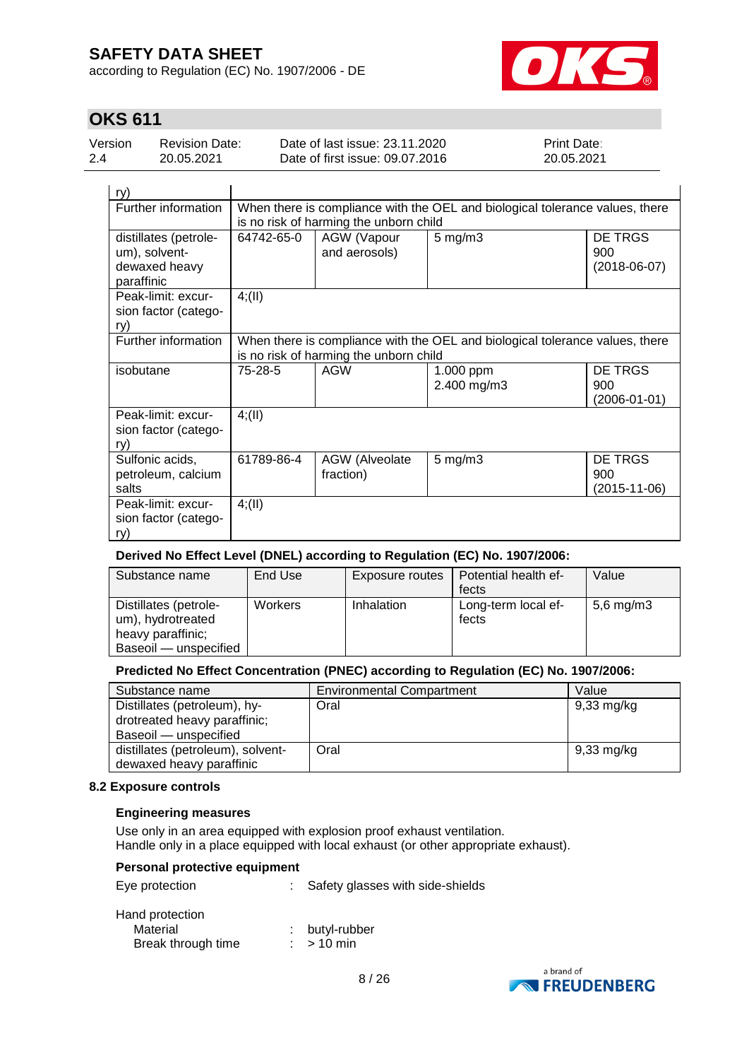| | | | | |
|---|---|---|---|---|
| ry) | | | | |
| Further information | When there is compliance with the OEL and biological tolerance values, there is no risk of harming the unborn child | | | |
| distillates (petroleum), solvent-dewaxed heavy paraffinic | 64742-65-0 | AGW (Vapour and aerosols) | 5 mg/m3 | DE TRGS 900 (2018-06-07) |
| Peak-limit: excursion factor (category) | 4;(II) | | | |
| Further information | When there is compliance with the OEL and biological tolerance values, there is no risk of harming the unborn child | | | |
| isobutane | 75-28-5 | AGW | 1.000 ppm<br>2.400 mg/m3 | DE TRGS 900 (2006-01-01) |
| Peak-limit: excursion factor (category) | 4;(II) | | | |
| Sulfonic acids, petroleum, calcium salts | 61789-86-4 | AGW (Alveolate fraction) | 5 mg/m3 | DE TRGS 900 (2015-11-06) |
| Peak-limit: excursion factor (category) | 4;(II) | | | |

**Derived No Effect Level (DNEL) according to Regulation (EC) No. 1907/2006:**

| Substance name | End Use | Exposure routes | Potential health effects | Value |
|---|---|---|---|---|
| Distillates (petroleum), hydrotreated heavy paraffinic; Baseoil — unspecified | Workers | Inhalation | Long-term local effects | 5,6 mg/m3 |

**Predicted No Effect Concentration (PNEC) according to Regulation (EC) No. 1907/2006:**

| Substance name | Environmental Compartment | Value |
|---|---|---|
| Distillates (petroleum), hydrotreated heavy paraffinic; Baseoil — unspecified | Oral | 9,33 mg/kg |
| distillates (petroleum), solvent-dewaxed heavy paraffinic | Oral | 9,33 mg/kg |

### 8.2 Exposure controls

**Engineering measures**

Use only in an area equipped with explosion proof exhaust ventilation.
Handle only in a place equipped with local exhaust (or other appropriate exhaust).

**Personal protective equipment**

Eye protection : Safety glasses with side-shields

Hand protection
- Material : butyl-rubber
- Break through time : > 10 min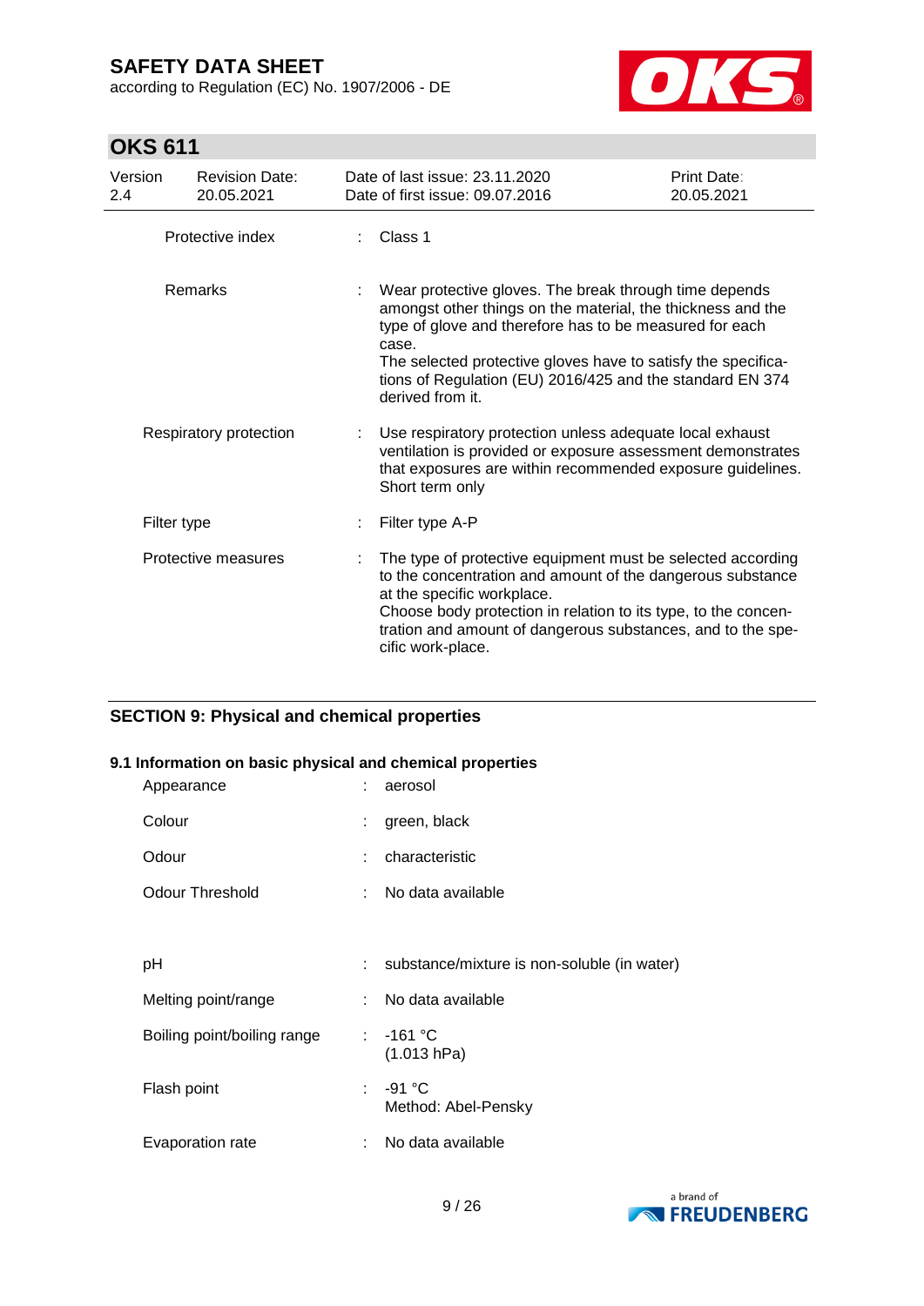| | | |
|---|---|---|
| Protective index | : | Class 1 |
| Remarks | : | Wear protective gloves. The break through time depends amongst other things on the material, the thickness and the type of glove and therefore has to be measured for each case.<br>The selected protective gloves have to satisfy the specifications of Regulation (EU) 2016/425 and the standard EN 374 derived from it. |
| Respiratory protection | : | Use respiratory protection unless adequate local exhaust ventilation is provided or exposure assessment demonstrates that exposures are within recommended exposure guidelines.<br>Short term only |
| Filter type | : | Filter type A-P |
| Protective measures | : | The type of protective equipment must be selected according to the concentration and amount of the dangerous substance at the specific workplace.<br>Choose body protection in relation to its type, to the concentration and amount of dangerous substances, and to the specific work-place. |

## SECTION 9: Physical and chemical properties

### 9.1 Information on basic physical and chemical properties

| | | |
|---|---|---|
| Appearance | : | aerosol |
| Colour | : | green, black |
| Odour | : | characteristic |
| Odour Threshold | : | No data available |
| pH | : | substance/mixture is non-soluble (in water) |
| Melting point/range | : | No data available |
| Boiling point/boiling range | : | -161 °C<br>(1.013 hPa) |
| Flash point | : | -91 °C<br>Method: Abel-Pensky |
| Evaporation rate | : | No data available |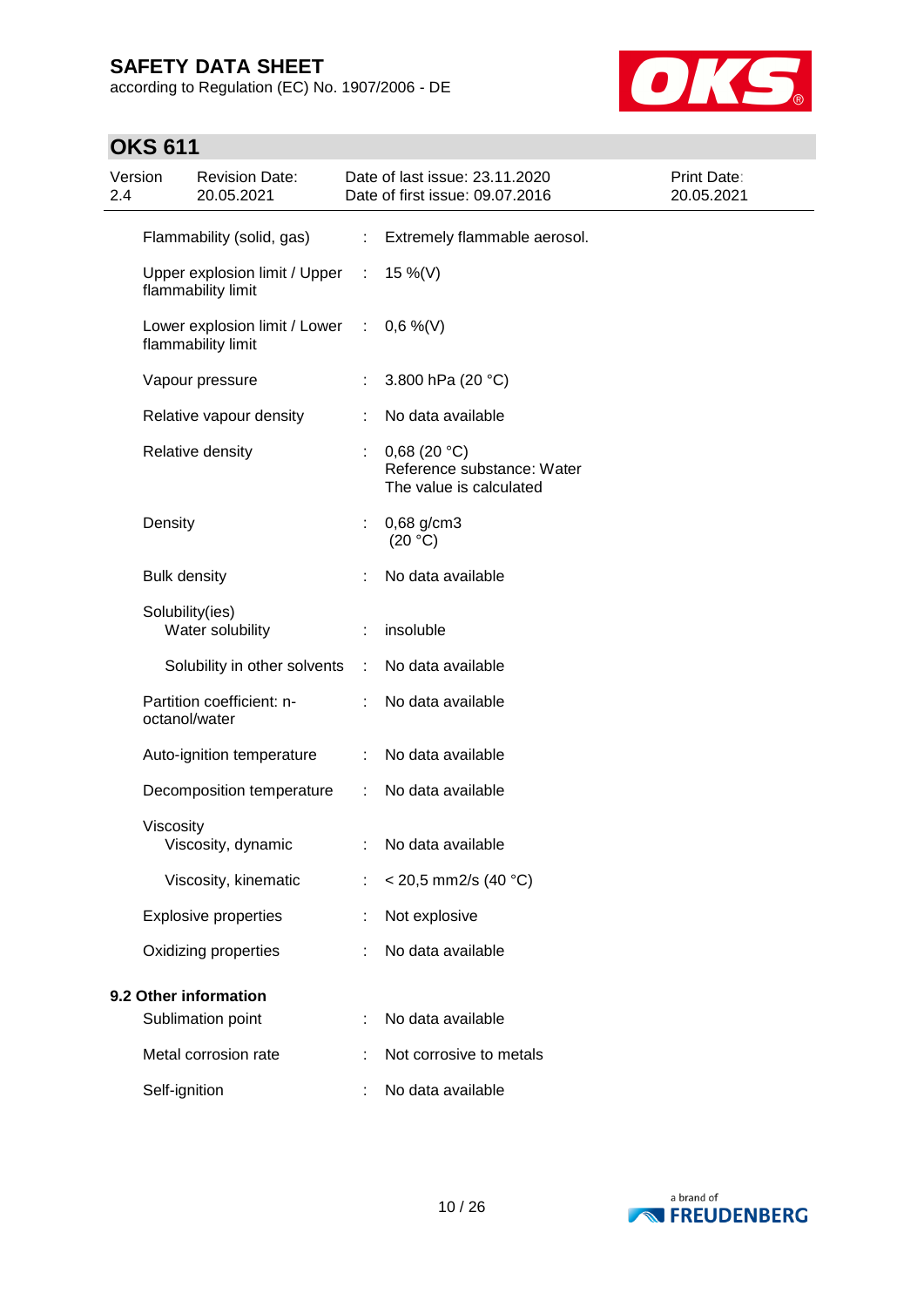| | | |
|---|---|---|
| Flammability (solid, gas) | : | Extremely flammable aerosol. |
| Upper explosion limit / Upper flammability limit | : | 15 %(V) |
| Lower explosion limit / Lower flammability limit | : | 0,6 %(V) |
| Vapour pressure | : | 3.800 hPa (20 °C) |
| Relative vapour density | : | No data available |
| Relative density | : | 0,68 (20 °C)<br>Reference substance: Water<br>The value is calculated |
| Density | : | 0,68 g/cm3<br>(20 °C) |
| Bulk density | : | No data available |
| Solubility(ies)<br>Water solubility | : | insoluble |
| Solubility in other solvents | : | No data available |
| Partition coefficient: n-octanol/water | : | No data available |
| Auto-ignition temperature | : | No data available |
| Decomposition temperature | : | No data available |
| Viscosity<br>Viscosity, dynamic | : | No data available |
| Viscosity, kinematic | : | < 20,5 mm2/s (40 °C) |
| Explosive properties | : | Not explosive |
| Oxidizing properties | : | No data available |

**9.2 Other information**

| | | |
|---|---|---|
| Sublimation point | : | No data available |
| Metal corrosion rate | : | Not corrosive to metals |
| Self-ignition | : | No data available |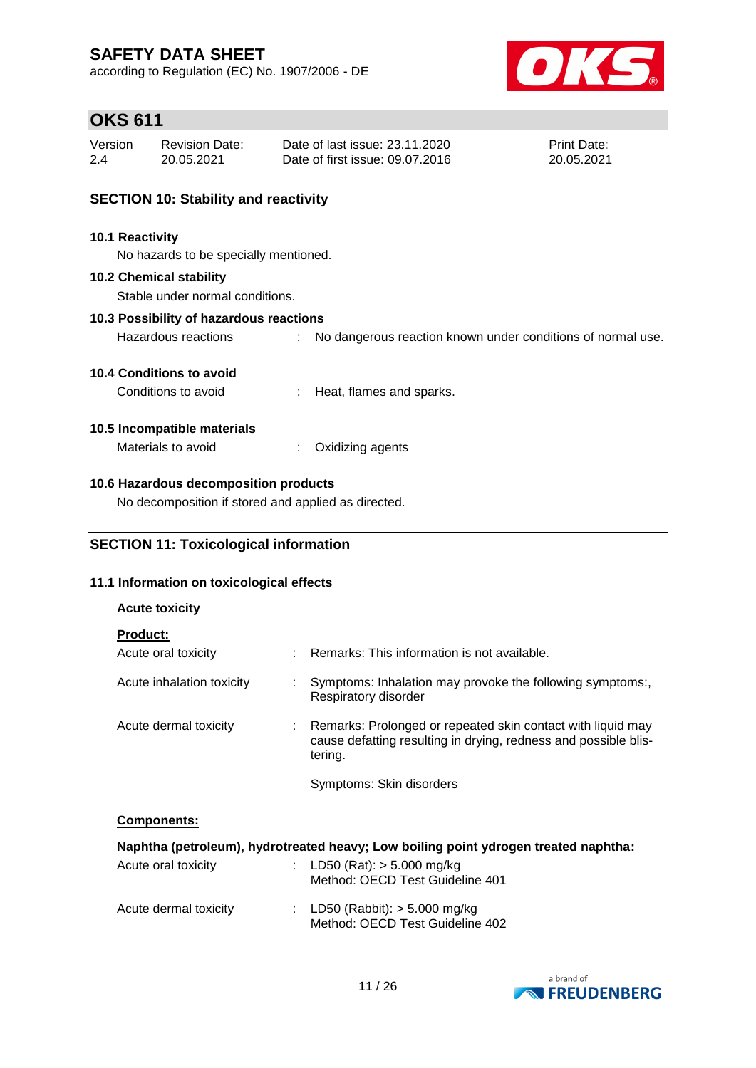## SECTION 10: Stability and reactivity

### 10.1 Reactivity

No hazards to be specially mentioned.

### 10.2 Chemical stability

Stable under normal conditions.

### 10.3 Possibility of hazardous reactions

Hazardous reactions : No dangerous reaction known under conditions of normal use.

### 10.4 Conditions to avoid

Conditions to avoid : Heat, flames and sparks.

### 10.5 Incompatible materials

Materials to avoid : Oxidizing agents

### 10.6 Hazardous decomposition products

No decomposition if stored and applied as directed.

## SECTION 11: Toxicological information

### 11.1 Information on toxicological effects

**Acute toxicity**

**Product:**

Acute oral toxicity : Remarks: This information is not available.

Acute inhalation toxicity : Symptoms: Inhalation may provoke the following symptoms:, Respiratory disorder

Acute dermal toxicity : Remarks: Prolonged or repeated skin contact with liquid may cause defatting resulting in drying, redness and possible blistering.

Symptoms: Skin disorders

**Components:**

**Naphtha (petroleum), hydrotreated heavy; Low boiling point ydrogen treated naphtha:**

Acute oral toxicity : LD50 (Rat): > 5.000 mg/kg
Method: OECD Test Guideline 401

Acute dermal toxicity : LD50 (Rabbit): > 5.000 mg/kg
Method: OECD Test Guideline 402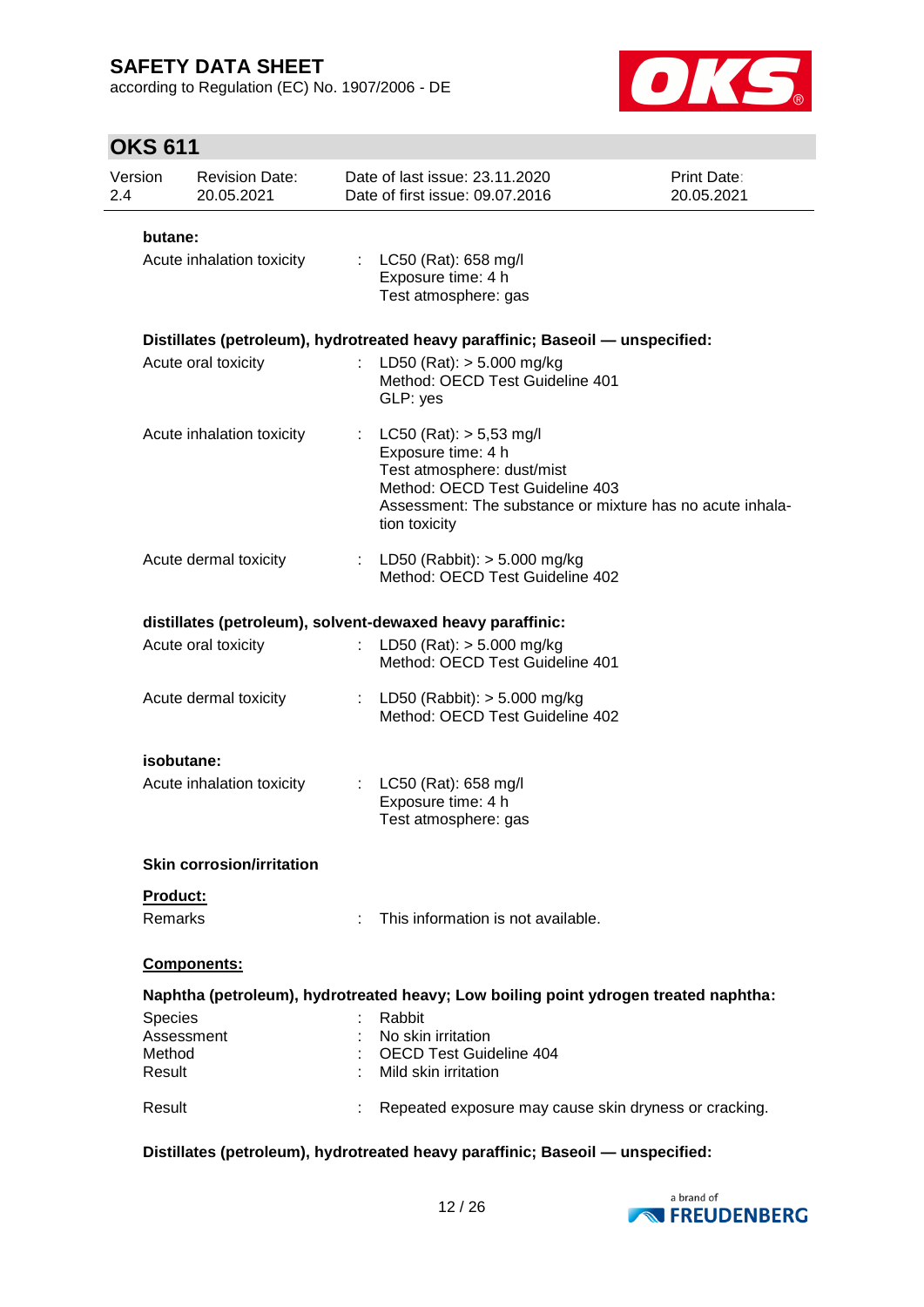**butane:**

| | | |
|---|---|---|
| Acute inhalation toxicity | : | LC50 (Rat): 658 mg/l<br>Exposure time: 4 h<br>Test atmosphere: gas |

**Distillates (petroleum), hydrotreated heavy paraffinic; Baseoil — unspecified:**

| | | |
|---|---|---|
| Acute oral toxicity | : | LD50 (Rat): > 5.000 mg/kg<br>Method: OECD Test Guideline 401<br>GLP: yes |
| Acute inhalation toxicity | : | LC50 (Rat): > 5,53 mg/l<br>Exposure time: 4 h<br>Test atmosphere: dust/mist<br>Method: OECD Test Guideline 403<br>Assessment: The substance or mixture has no acute inhalation toxicity |
| Acute dermal toxicity | : | LD50 (Rabbit): > 5.000 mg/kg<br>Method: OECD Test Guideline 402 |

**distillates (petroleum), solvent-dewaxed heavy paraffinic:**

| | | |
|---|---|---|
| Acute oral toxicity | : | LD50 (Rat): > 5.000 mg/kg<br>Method: OECD Test Guideline 401 |
| Acute dermal toxicity | : | LD50 (Rabbit): > 5.000 mg/kg<br>Method: OECD Test Guideline 402 |

**isobutane:**

| | | |
|---|---|---|
| Acute inhalation toxicity | : | LC50 (Rat): 658 mg/l<br>Exposure time: 4 h<br>Test atmosphere: gas |

**Skin corrosion/irritation**

**Product:**

| | | |
|---|---|---|
| Remarks | : | This information is not available. |

**Components:**

**Naphtha (petroleum), hydrotreated heavy; Low boiling point ydrogen treated naphtha:**

| | | |
|---|---|---|
| Species | : | Rabbit |
| Assessment | : | No skin irritation |
| Method | : | OECD Test Guideline 404 |
| Result | : | Mild skin irritation |
| Result | : | Repeated exposure may cause skin dryness or cracking. |

**Distillates (petroleum), hydrotreated heavy paraffinic; Baseoil — unspecified:**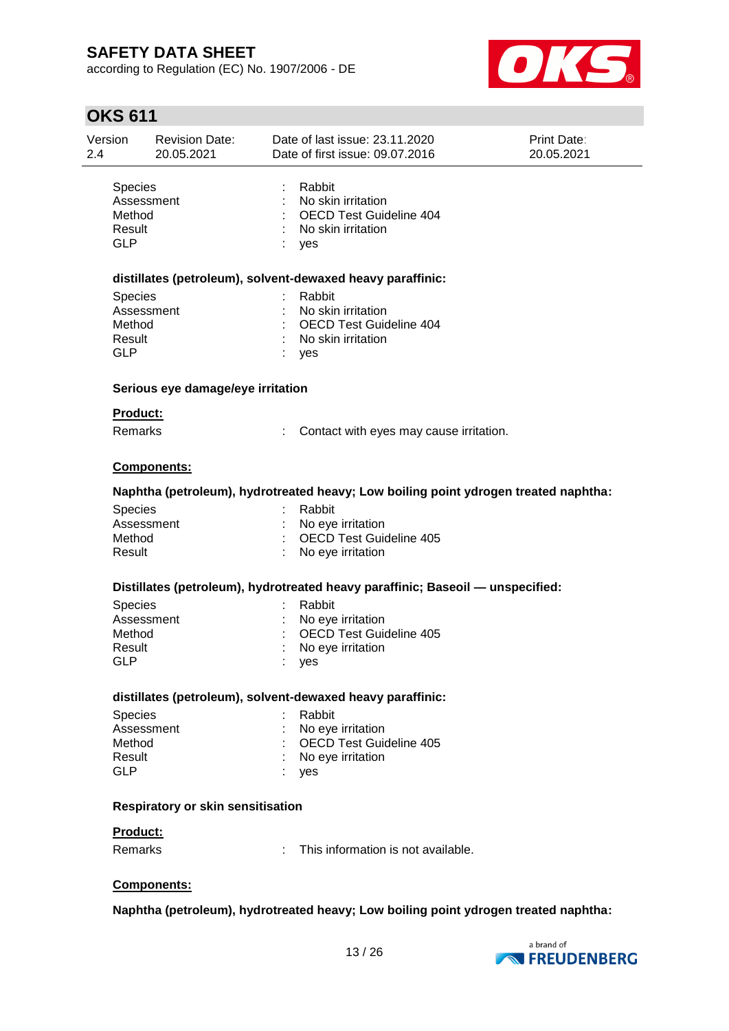| | | |
|---|---|---|
| Species | : | Rabbit |
| Assessment | : | No skin irritation |
| Method | : | OECD Test Guideline 404 |
| Result | : | No skin irritation |
| GLP | : | yes |

**distillates (petroleum), solvent-dewaxed heavy paraffinic:**

| | | |
|---|---|---|
| Species | : | Rabbit |
| Assessment | : | No skin irritation |
| Method | : | OECD Test Guideline 404 |
| Result | : | No skin irritation |
| GLP | : | yes |

**Serious eye damage/eye irritation**

**Product:**

Remarks : Contact with eyes may cause irritation.

**Components:**

**Naphtha (petroleum), hydrotreated heavy; Low boiling point ydrogen treated naphtha:**

| | | |
|---|---|---|
| Species | : | Rabbit |
| Assessment | : | No eye irritation |
| Method | : | OECD Test Guideline 405 |
| Result | : | No eye irritation |

**Distillates (petroleum), hydrotreated heavy paraffinic; Baseoil — unspecified:**

| | | |
|---|---|---|
| Species | : | Rabbit |
| Assessment | : | No eye irritation |
| Method | : | OECD Test Guideline 405 |
| Result | : | No eye irritation |
| GLP | : | yes |

**distillates (petroleum), solvent-dewaxed heavy paraffinic:**

| | | |
|---|---|---|
| Species | : | Rabbit |
| Assessment | : | No eye irritation |
| Method | : | OECD Test Guideline 405 |
| Result | : | No eye irritation |
| GLP | : | yes |

**Respiratory or skin sensitisation**

**Product:**

Remarks : This information is not available.

**Components:**

**Naphtha (petroleum), hydrotreated heavy; Low boiling point ydrogen treated naphtha:**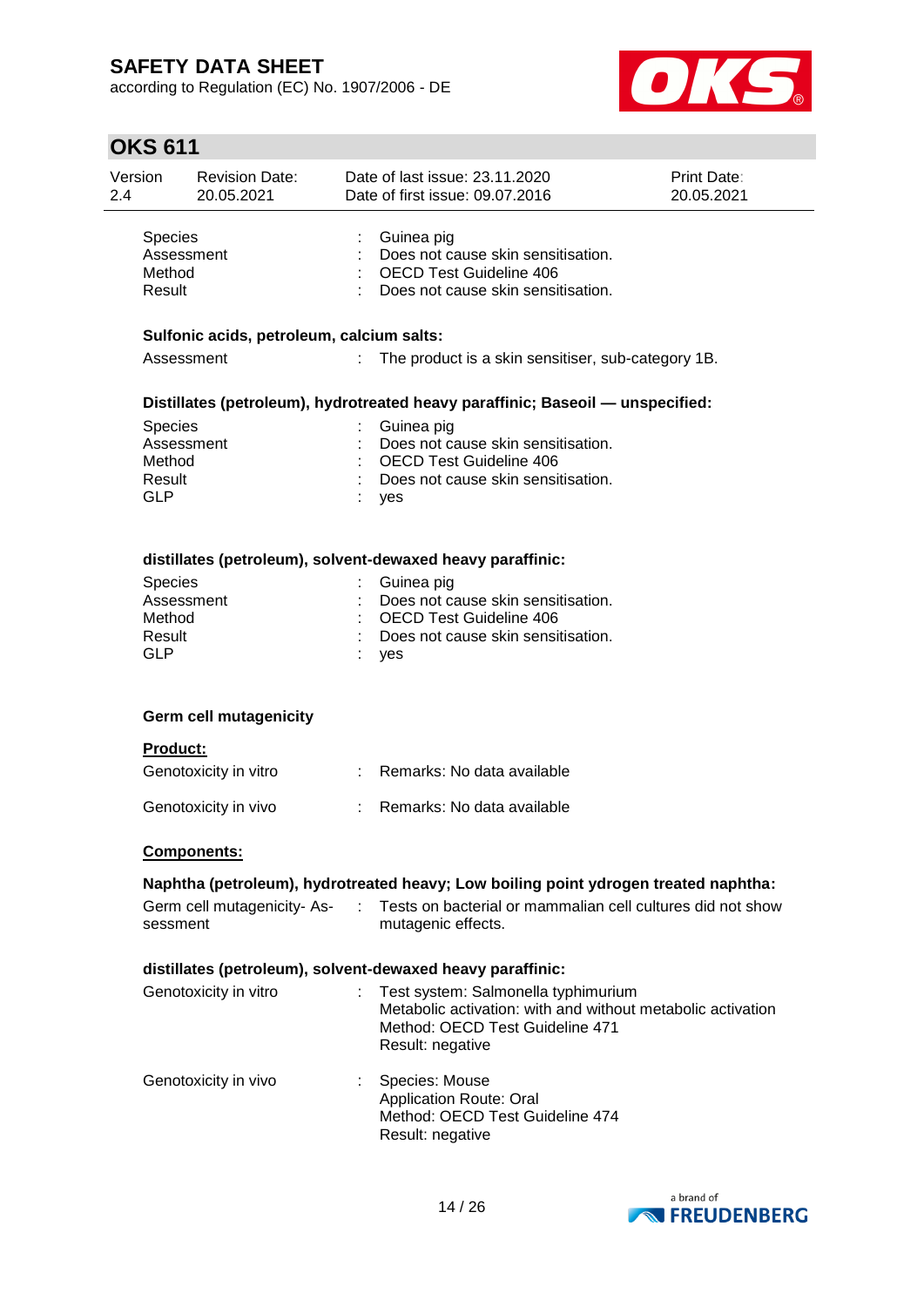| | | |
|---|---|---|
| Species | : | Guinea pig |
| Assessment | : | Does not cause skin sensitisation. |
| Method | : | OECD Test Guideline 406 |
| Result | : | Does not cause skin sensitisation. |

**Sulfonic acids, petroleum, calcium salts:**

| | | |
|---|---|---|
| Assessment | : | The product is a skin sensitiser, sub-category 1B. |

**Distillates (petroleum), hydrotreated heavy paraffinic; Baseoil — unspecified:**

| | | |
|---|---|---|
| Species | : | Guinea pig |
| Assessment | : | Does not cause skin sensitisation. |
| Method | : | OECD Test Guideline 406 |
| Result | : | Does not cause skin sensitisation. |
| GLP | : | yes |

**distillates (petroleum), solvent-dewaxed heavy paraffinic:**

| | | |
|---|---|---|
| Species | : | Guinea pig |
| Assessment | : | Does not cause skin sensitisation. |
| Method | : | OECD Test Guideline 406 |
| Result | : | Does not cause skin sensitisation. |
| GLP | : | yes |

**Germ cell mutagenicity**

**Product:**

| | | |
|---|---|---|
| Genotoxicity in vitro | : | Remarks: No data available |
| Genotoxicity in vivo | : | Remarks: No data available |

**Components:**

**Naphtha (petroleum), hydrotreated heavy; Low boiling point ydrogen treated naphtha:**

| | | |
|---|---|---|
| Germ cell mutagenicity- Assessment | : | Tests on bacterial or mammalian cell cultures did not show mutagenic effects. |

**distillates (petroleum), solvent-dewaxed heavy paraffinic:**

| | | |
|---|---|---|
| Genotoxicity in vitro | : | Test system: Salmonella typhimurium<br>Metabolic activation: with and without metabolic activation<br>Method: OECD Test Guideline 471<br>Result: negative |
| Genotoxicity in vivo | : | Species: Mouse<br>Application Route: Oral<br>Method: OECD Test Guideline 474<br>Result: negative |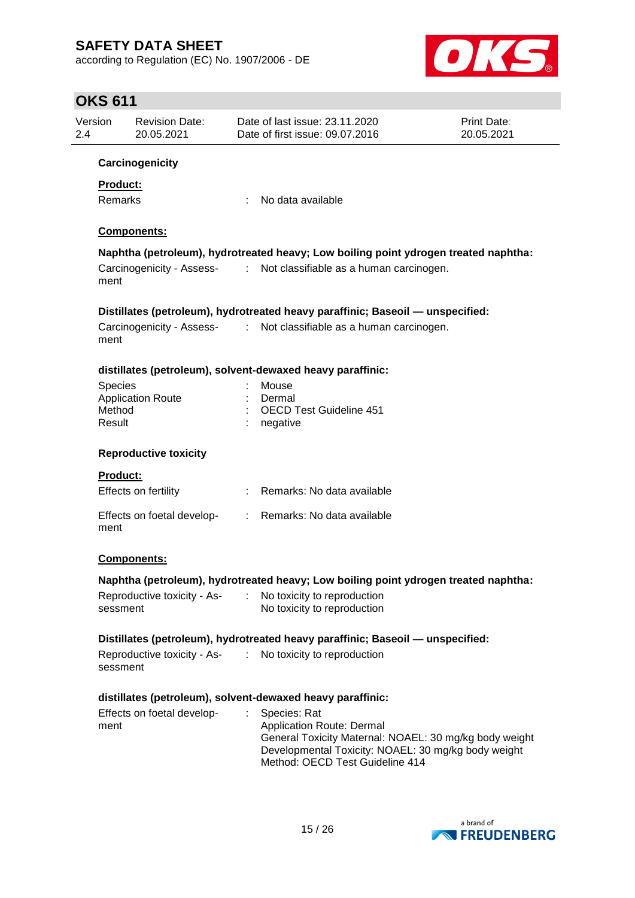### Carcinogenicity

**Product:**

Remarks : No data available

**Components:**

**Naphtha (petroleum), hydrotreated heavy; Low boiling point ydrogen treated naphtha:**

Carcinogenicity - Assessment : Not classifiable as a human carcinogen.

**Distillates (petroleum), hydrotreated heavy paraffinic; Baseoil — unspecified:**

Carcinogenicity - Assessment : Not classifiable as a human carcinogen.

**distillates (petroleum), solvent-dewaxed heavy paraffinic:**

Species : Mouse
Application Route : Dermal
Method : OECD Test Guideline 451
Result : negative

### Reproductive toxicity

**Product:**

Effects on fertility : Remarks: No data available

Effects on foetal development : Remarks: No data available

**Components:**

**Naphtha (petroleum), hydrotreated heavy; Low boiling point ydrogen treated naphtha:**

Reproductive toxicity - Assessment : No toxicity to reproduction
No toxicity to reproduction

**Distillates (petroleum), hydrotreated heavy paraffinic; Baseoil — unspecified:**

Reproductive toxicity - Assessment : No toxicity to reproduction

**distillates (petroleum), solvent-dewaxed heavy paraffinic:**

Effects on foetal development : Species: Rat
Application Route: Dermal
General Toxicity Maternal: NOAEL: 30 mg/kg body weight
Developmental Toxicity: NOAEL: 30 mg/kg body weight
Method: OECD Test Guideline 414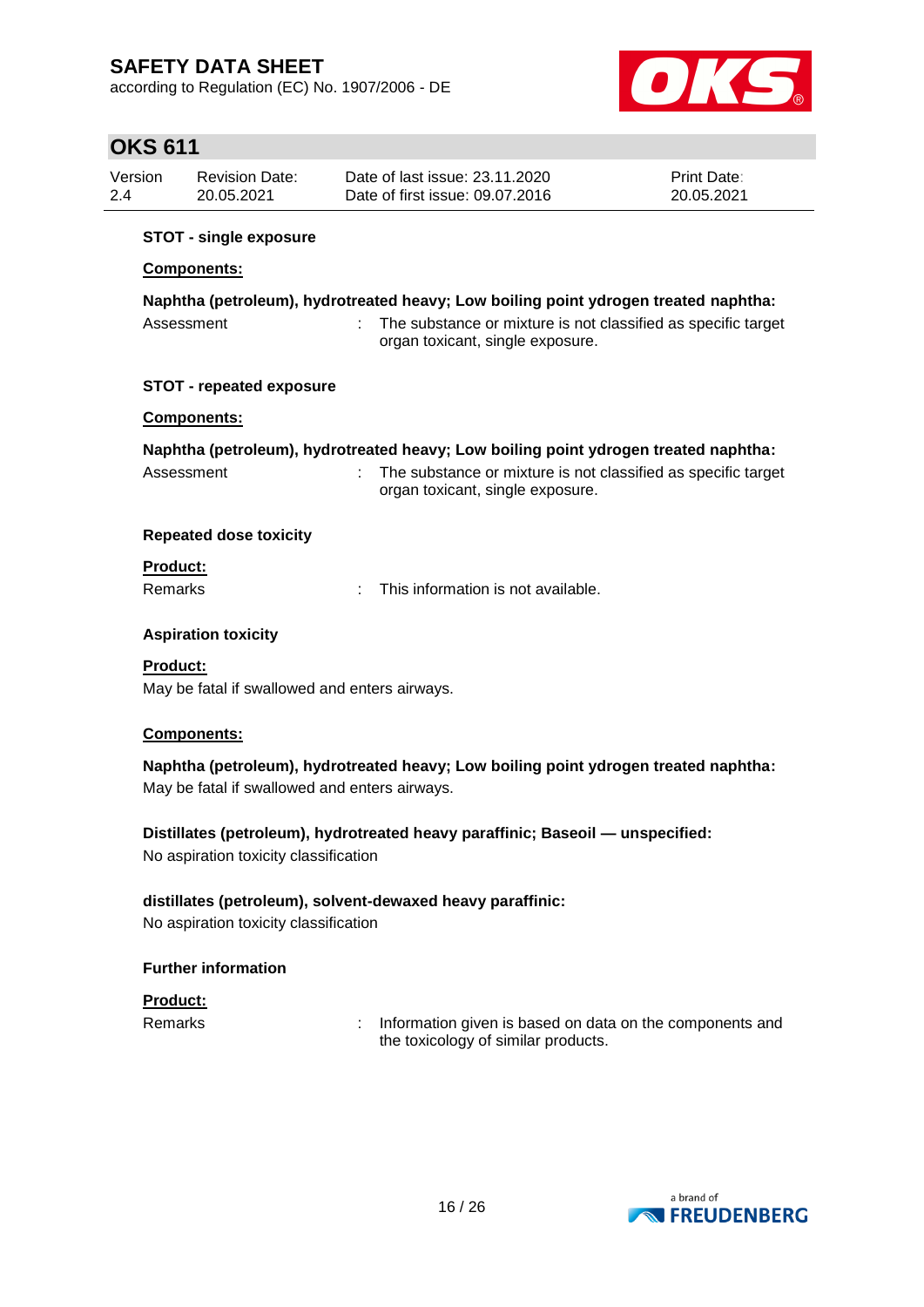**STOT - single exposure**

**Components:**

**Naphtha (petroleum), hydrotreated heavy; Low boiling point ydrogen treated naphtha:**

Assessment : The substance or mixture is not classified as specific target organ toxicant, single exposure.

**STOT - repeated exposure**

**Components:**

**Naphtha (petroleum), hydrotreated heavy; Low boiling point ydrogen treated naphtha:**

Assessment : The substance or mixture is not classified as specific target organ toxicant, single exposure.

**Repeated dose toxicity**

**Product:**

Remarks : This information is not available.

**Aspiration toxicity**

**Product:**

May be fatal if swallowed and enters airways.

**Components:**

**Naphtha (petroleum), hydrotreated heavy; Low boiling point ydrogen treated naphtha:**

May be fatal if swallowed and enters airways.

**Distillates (petroleum), hydrotreated heavy paraffinic; Baseoil — unspecified:**

No aspiration toxicity classification

**distillates (petroleum), solvent-dewaxed heavy paraffinic:**

No aspiration toxicity classification

**Further information**

**Product:**

Remarks : Information given is based on data on the components and the toxicology of similar products.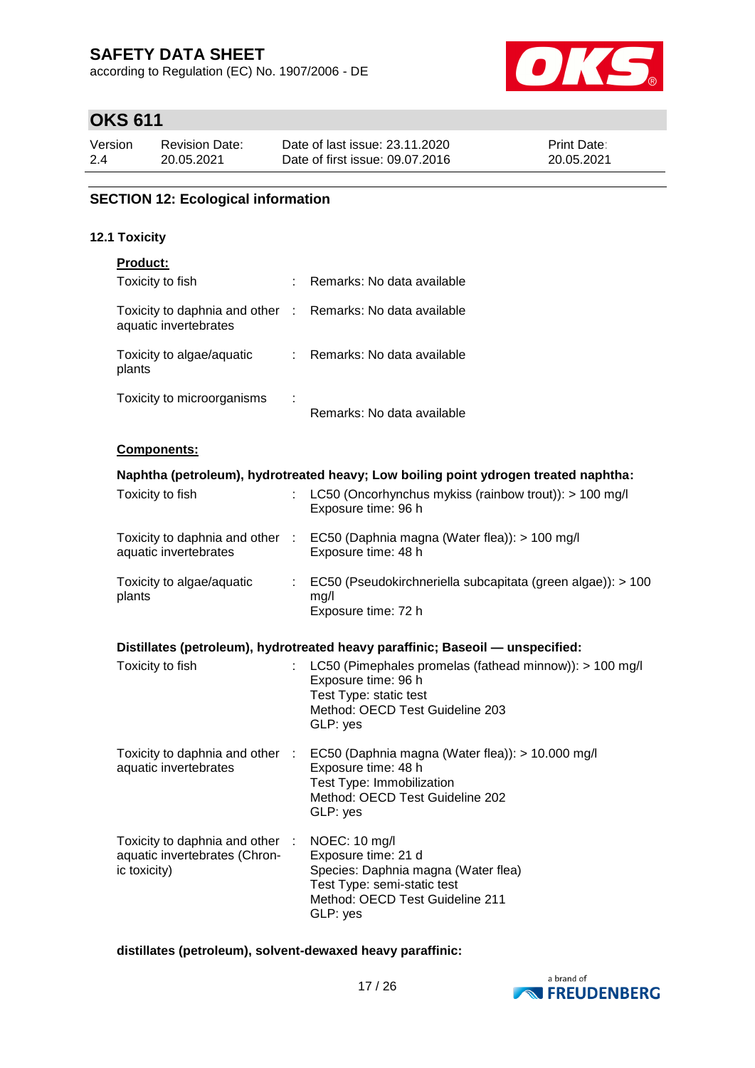## SECTION 12: Ecological information

### 12.1 Toxicity

**Product:**

| | | |
|---|---|---|
| Toxicity to fish | : | Remarks: No data available |
| Toxicity to daphnia and other aquatic invertebrates | : | Remarks: No data available |
| Toxicity to algae/aquatic plants | : | Remarks: No data available |
| Toxicity to microorganisms | : | Remarks: No data available |

**Components:**

**Naphtha (petroleum), hydrotreated heavy; Low boiling point ydrogen treated naphtha:**

| | | |
|---|---|---|
| Toxicity to fish | : | LC50 (Oncorhynchus mykiss (rainbow trout)): > 100 mg/l<br>Exposure time: 96 h |
| Toxicity to daphnia and other aquatic invertebrates | : | EC50 (Daphnia magna (Water flea)): > 100 mg/l<br>Exposure time: 48 h |
| Toxicity to algae/aquatic plants | : | EC50 (Pseudokirchneriella subcapitata (green algae)): > 100 mg/l<br>Exposure time: 72 h |

**Distillates (petroleum), hydrotreated heavy paraffinic; Baseoil — unspecified:**

| | | |
|---|---|---|
| Toxicity to fish | : | LC50 (Pimephales promelas (fathead minnow)): > 100 mg/l<br>Exposure time: 96 h<br>Test Type: static test<br>Method: OECD Test Guideline 203<br>GLP: yes |
| Toxicity to daphnia and other aquatic invertebrates | : | EC50 (Daphnia magna (Water flea)): > 10.000 mg/l<br>Exposure time: 48 h<br>Test Type: Immobilization<br>Method: OECD Test Guideline 202<br>GLP: yes |
| Toxicity to daphnia and other aquatic invertebrates (Chronic toxicity) | : | NOEC: 10 mg/l<br>Exposure time: 21 d<br>Species: Daphnia magna (Water flea)<br>Test Type: semi-static test<br>Method: OECD Test Guideline 211<br>GLP: yes |

**distillates (petroleum), solvent-dewaxed heavy paraffinic:**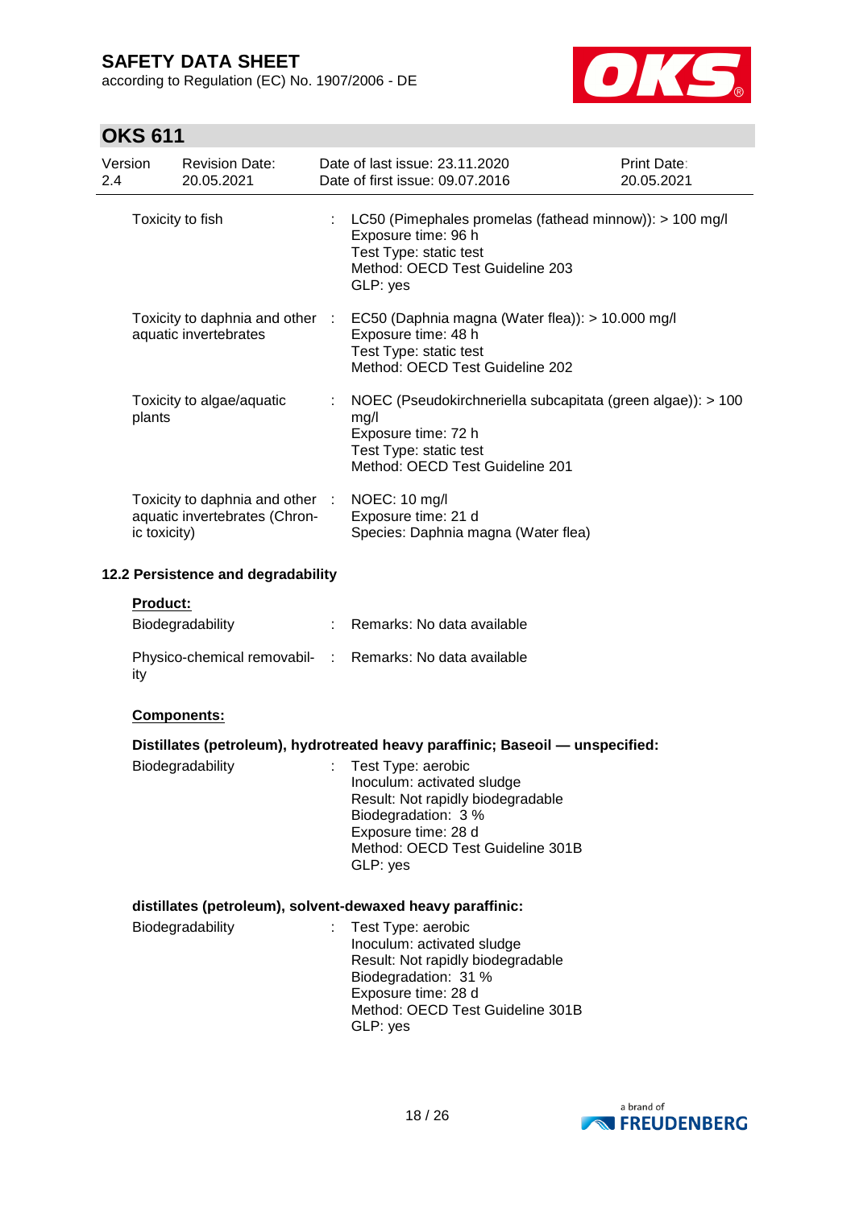| | | |
|---|---|---|
| Toxicity to fish | : | LC50 (Pimephales promelas (fathead minnow)): > 100 mg/l<br>Exposure time: 96 h<br>Test Type: static test<br>Method: OECD Test Guideline 203<br>GLP: yes |
| Toxicity to daphnia and other aquatic invertebrates | : | EC50 (Daphnia magna (Water flea)): > 10.000 mg/l<br>Exposure time: 48 h<br>Test Type: static test<br>Method: OECD Test Guideline 202 |
| Toxicity to algae/aquatic plants | : | NOEC (Pseudokirchneriella subcapitata (green algae)): > 100 mg/l<br>Exposure time: 72 h<br>Test Type: static test<br>Method: OECD Test Guideline 201 |
| Toxicity to daphnia and other aquatic invertebrates (Chronic toxicity) | : | NOEC: 10 mg/l<br>Exposure time: 21 d<br>Species: Daphnia magna (Water flea) |

### 12.2 Persistence and degradability

**Product:**

| | | |
|---|---|---|
| Biodegradability | : | Remarks: No data available |
| Physico-chemical removability | : | Remarks: No data available |

**Components:**

**Distillates (petroleum), hydrotreated heavy paraffinic; Baseoil — unspecified:**

| | | |
|---|---|---|
| Biodegradability | : | Test Type: aerobic<br>Inoculum: activated sludge<br>Result: Not rapidly biodegradable<br>Biodegradation: 3 %<br>Exposure time: 28 d<br>Method: OECD Test Guideline 301B<br>GLP: yes |

**distillates (petroleum), solvent-dewaxed heavy paraffinic:**

| | | |
|---|---|---|
| Biodegradability | : | Test Type: aerobic<br>Inoculum: activated sludge<br>Result: Not rapidly biodegradable<br>Biodegradation: 31 %<br>Exposure time: 28 d<br>Method: OECD Test Guideline 301B<br>GLP: yes |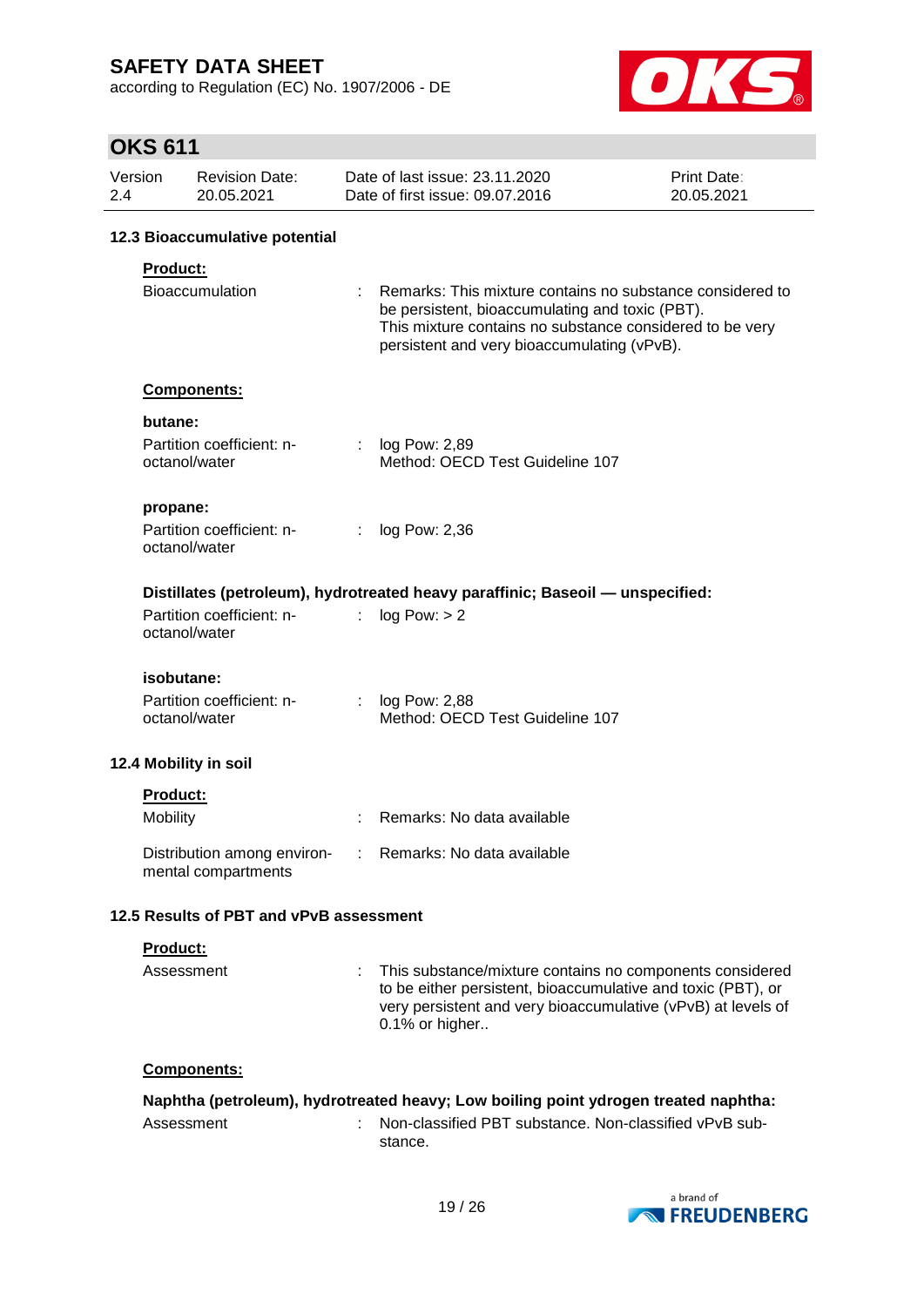### 12.3 Bioaccumulative potential

**Product:**

Bioaccumulation : Remarks: This mixture contains no substance considered to be persistent, bioaccumulating and toxic (PBT).
This mixture contains no substance considered to be very persistent and very bioaccumulating (vPvB).

**Components:**

**butane:**

Partition coefficient: n-octanol/water : log Pow: 2,89
Method: OECD Test Guideline 107

**propane:**

Partition coefficient: n-octanol/water : log Pow: 2,36

**Distillates (petroleum), hydrotreated heavy paraffinic; Baseoil — unspecified:**

Partition coefficient: n-octanol/water : log Pow: > 2

**isobutane:**

Partition coefficient: n-octanol/water : log Pow: 2,88
Method: OECD Test Guideline 107

### 12.4 Mobility in soil

**Product:**

Mobility : Remarks: No data available

Distribution among environmental compartments : Remarks: No data available

### 12.5 Results of PBT and vPvB assessment

**Product:**

Assessment : This substance/mixture contains no components considered to be either persistent, bioaccumulative and toxic (PBT), or very persistent and very bioaccumulative (vPvB) at levels of 0.1% or higher..

**Components:**

**Naphtha (petroleum), hydrotreated heavy; Low boiling point ydrogen treated naphtha:**

Assessment : Non-classified PBT substance. Non-classified vPvB substance.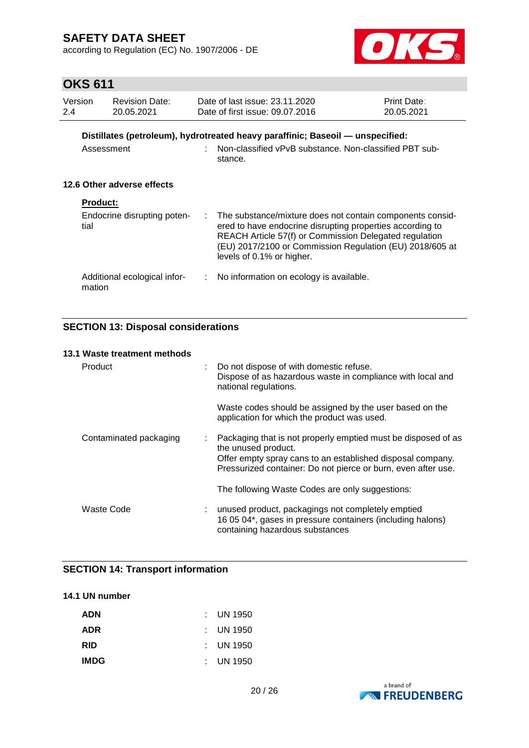**Distillates (petroleum), hydrotreated heavy paraffinic; Baseoil — unspecified:**

| | |
|---|---|
| Assessment | : Non-classified vPvB substance. Non-classified PBT substance. |

### 12.6 Other adverse effects

**Product:**

| | |
|---|---|
| Endocrine disrupting potential | : The substance/mixture does not contain components considered to have endocrine disrupting properties according to REACH Article 57(f) or Commission Delegated regulation (EU) 2017/2100 or Commission Regulation (EU) 2018/605 at levels of 0.1% or higher. |
| Additional ecological information | : No information on ecology is available. |

## SECTION 13: Disposal considerations

### 13.1 Waste treatment methods

| | |
|---|---|
| Product | : Do not dispose of with domestic refuse.<br>Dispose of as hazardous waste in compliance with local and national regulations.<br><br>Waste codes should be assigned by the user based on the application for which the product was used. |
| Contaminated packaging | : Packaging that is not properly emptied must be disposed of as the unused product.<br>Offer empty spray cans to an established disposal company.<br>Pressurized container: Do not pierce or burn, even after use.<br><br>The following Waste Codes are only suggestions: |
| Waste Code | : unused product, packagings not completely emptied<br>16 05 04*, gases in pressure containers (including halons) containing hazardous substances |

## SECTION 14: Transport information

### 14.1 UN number

| | |
|---|---|
| **ADN** | : UN 1950 |
| **ADR** | : UN 1950 |
| **RID** | : UN 1950 |
| **IMDG** | : UN 1950 |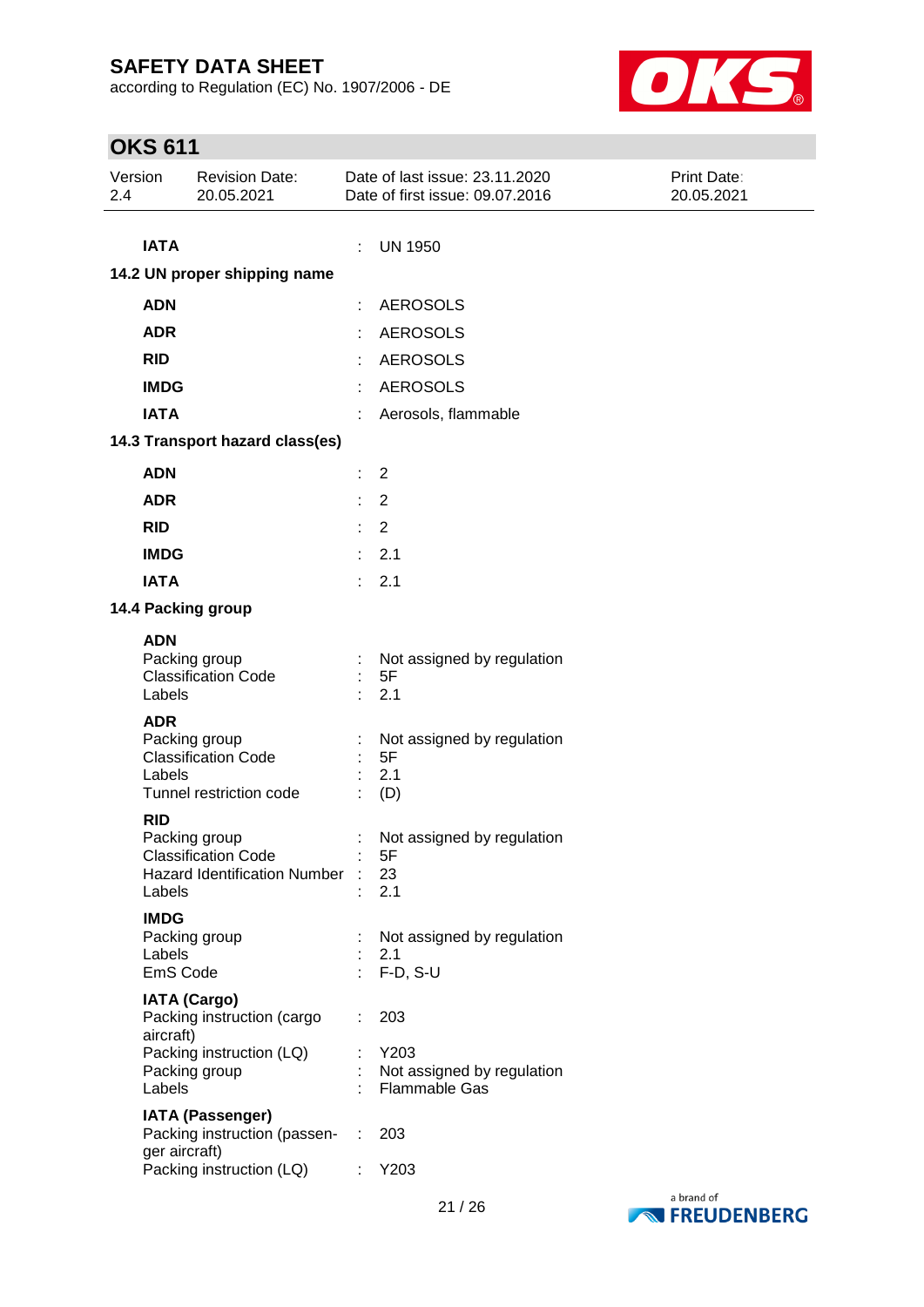**IATA** : UN 1950

**14.2 UN proper shipping name**

| | | |
|---|---|---|
| **ADN** | : | AEROSOLS |
| **ADR** | : | AEROSOLS |
| **RID** | : | AEROSOLS |
| **IMDG** | : | AEROSOLS |
| **IATA** | : | Aerosols, flammable |

**14.3 Transport hazard class(es)**

| | | |
|---|---|---|
| **ADN** | : | 2 |
| **ADR** | : | 2 |
| **RID** | : | 2 |
| **IMDG** | : | 2.1 |
| **IATA** | : | 2.1 |

**14.4 Packing group**

**ADN**

| | | |
|---|---|---|
| Packing group | : | Not assigned by regulation |
| Classification Code | : | 5F |
| Labels | : | 2.1 |

**ADR**

| | | |
|---|---|---|
| Packing group | : | Not assigned by regulation |
| Classification Code | : | 5F |
| Labels | : | 2.1 |
| Tunnel restriction code | : | (D) |

**RID**

| | | |
|---|---|---|
| Packing group | : | Not assigned by regulation |
| Classification Code | : | 5F |
| Hazard Identification Number | : | 23 |
| Labels | : | 2.1 |

**IMDG**

| | | |
|---|---|---|
| Packing group | : | Not assigned by regulation |
| Labels | : | 2.1 |
| EmS Code | : | F-D, S-U |

**IATA (Cargo)**

| | | |
|---|---|---|
| Packing instruction (cargo aircraft) | : | 203 |
| Packing instruction (LQ) | : | Y203 |
| Packing group | : | Not assigned by regulation |
| Labels | : | Flammable Gas |

**IATA (Passenger)**

| | | |
|---|---|---|
| Packing instruction (passenger aircraft) | : | 203 |
| Packing instruction (LQ) | : | Y203 |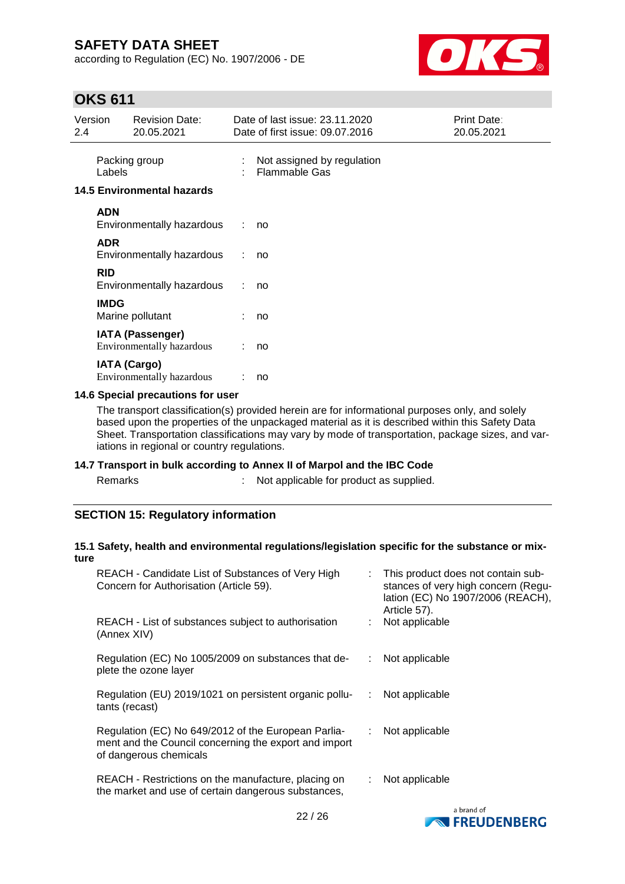| | | |
|---|---|---|
| Packing group | : | Not assigned by regulation |
| Labels | : | Flammable Gas |

**14.5 Environmental hazards**

**ADN**

| | | |
|---|---|---|
| Environmentally hazardous | : | no |

**ADR**

| | | |
|---|---|---|
| Environmentally hazardous | : | no |

**RID**

| | | |
|---|---|---|
| Environmentally hazardous | : | no |

**IMDG**

| | | |
|---|---|---|
| Marine pollutant | : | no |

**IATA (Passenger)**

| | | |
|---|---|---|
| Environmentally hazardous | : | no |

**IATA (Cargo)**

| | | |
|---|---|---|
| Environmentally hazardous | : | no |

**14.6 Special precautions for user**

The transport classification(s) provided herein are for informational purposes only, and solely based upon the properties of the unpackaged material as it is described within this Safety Data Sheet. Transportation classifications may vary by mode of transportation, package sizes, and variations in regional or country regulations.

**14.7 Transport in bulk according to Annex II of Marpol and the IBC Code**

| | | |
|---|---|---|
| Remarks | : | Not applicable for product as supplied. |

## SECTION 15: Regulatory information

**15.1 Safety, health and environmental regulations/legislation specific for the substance or mixture**

| | | |
|---|---|---|
| REACH - Candidate List of Substances of Very High Concern for Authorisation (Article 59). | : | This product does not contain substances of very high concern (Regulation (EC) No 1907/2006 (REACH), Article 57). |
| REACH - List of substances subject to authorisation (Annex XIV) | : | Not applicable |
| Regulation (EC) No 1005/2009 on substances that deplete the ozone layer | : | Not applicable |
| Regulation (EU) 2019/1021 on persistent organic pollutants (recast) | : | Not applicable |
| Regulation (EC) No 649/2012 of the European Parliament and the Council concerning the export and import of dangerous chemicals | : | Not applicable |
| REACH - Restrictions on the manufacture, placing on the market and use of certain dangerous substances, | : | Not applicable |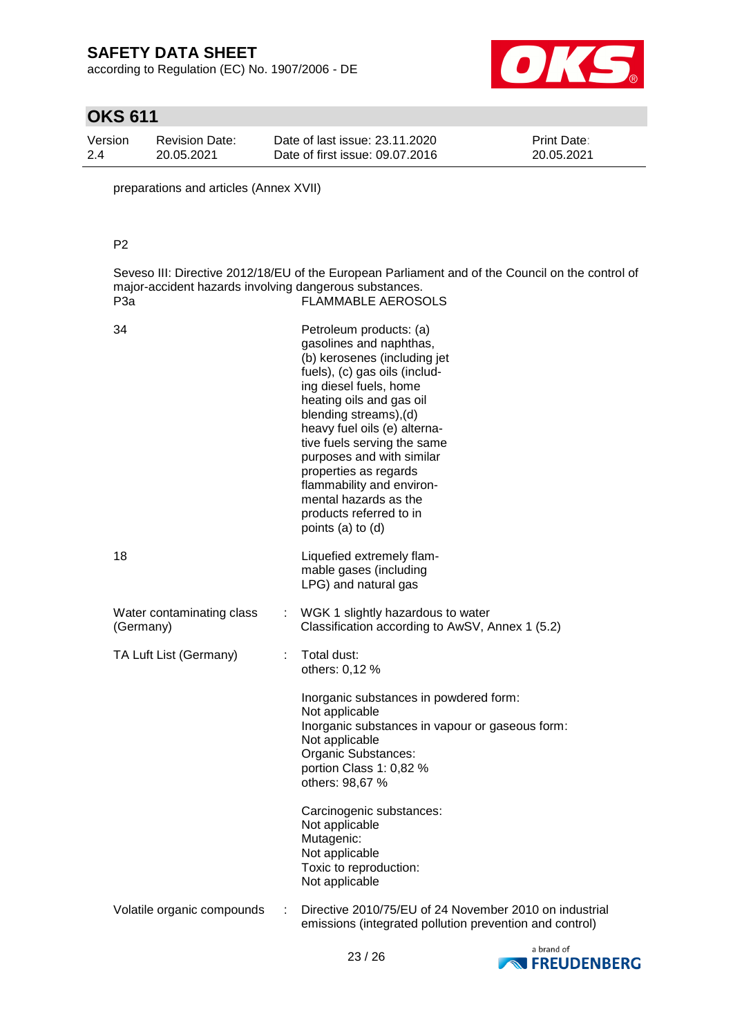preparations and articles (Annex XVII)

P2

Seveso III: Directive 2012/18/EU of the European Parliament and of the Council on the control of major-accident hazards involving dangerous substances.

| | |
|---|---|
| P3a | FLAMMABLE AEROSOLS |
| 34 | Petroleum products: (a) gasolines and naphthas, (b) kerosenes (including jet fuels), (c) gas oils (including diesel fuels, home heating oils and gas oil blending streams),(d) heavy fuel oils (e) alternative fuels serving the same purposes and with similar properties as regards flammability and environmental hazards as the products referred to in points (a) to (d) |
| 18 | Liquefied extremely flammable gases (including LPG) and natural gas |

Water contaminating class (Germany) : WGK 1 slightly hazardous to water
Classification according to AwSV, Annex 1 (5.2)

TA Luft List (Germany) : Total dust:
others: 0,12 %

Inorganic substances in powdered form:
Not applicable
Inorganic substances in vapour or gaseous form:
Not applicable
Organic Substances:
portion Class 1: 0,82 %
others: 98,67 %

Carcinogenic substances:
Not applicable
Mutagenic:
Not applicable
Toxic to reproduction:
Not applicable

Volatile organic compounds : Directive 2010/75/EU of 24 November 2010 on industrial emissions (integrated pollution prevention and control)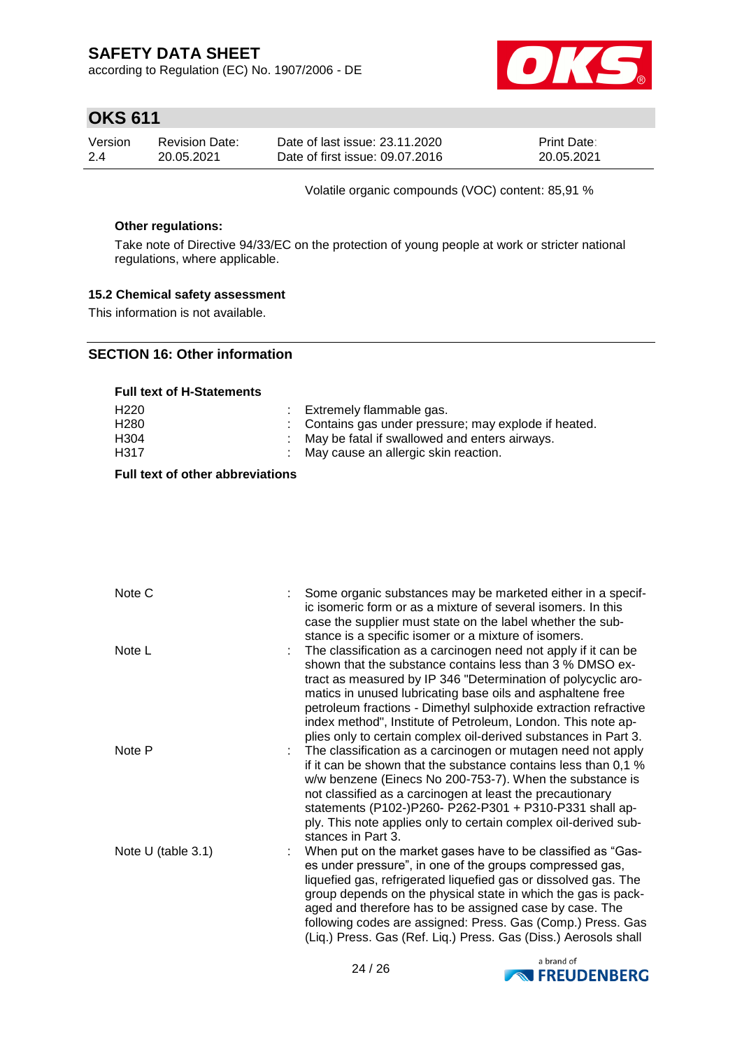Volatile organic compounds (VOC) content: 85,91 %

**Other regulations:**

Take note of Directive 94/33/EC on the protection of young people at work or stricter national regulations, where applicable.

### 15.2 Chemical safety assessment

This information is not available.

## SECTION 16: Other information

**Full text of H-Statements**

| | |
|---|---|
| H220 | : Extremely flammable gas. |
| H280 | : Contains gas under pressure; may explode if heated. |
| H304 | : May be fatal if swallowed and enters airways. |
| H317 | : May cause an allergic skin reaction. |

**Full text of other abbreviations**

| | |
|---|---|
| Note C | : Some organic substances may be marketed either in a specific isomeric form or as a mixture of several isomers. In this case the supplier must state on the label whether the substance is a specific isomer or a mixture of isomers. |
| Note L | : The classification as a carcinogen need not apply if it can be shown that the substance contains less than 3 % DMSO extract as measured by IP 346 "Determination of polycyclic aromatics in unused lubricating base oils and asphaltene free petroleum fractions - Dimethyl sulphoxide extraction refractive index method", Institute of Petroleum, London. This note applies only to certain complex oil-derived substances in Part 3. |
| Note P | : The classification as a carcinogen or mutagen need not apply if it can be shown that the substance contains less than 0,1 % w/w benzene (Einecs No 200-753-7). When the substance is not classified as a carcinogen at least the precautionary statements (P102-)P260- P262-P301 + P310-P331 shall apply. This note applies only to certain complex oil-derived substances in Part 3. |
| Note U (table 3.1) | : When put on the market gases have to be classified as "Gases under pressure", in one of the groups compressed gas, liquefied gas, refrigerated liquefied gas or dissolved gas. The group depends on the physical state in which the gas is packaged and therefore has to be assigned case by case. The following codes are assigned: Press. Gas (Comp.) Press. Gas (Liq.) Press. Gas (Ref. Liq.) Press. Gas (Diss.) Aerosols shall |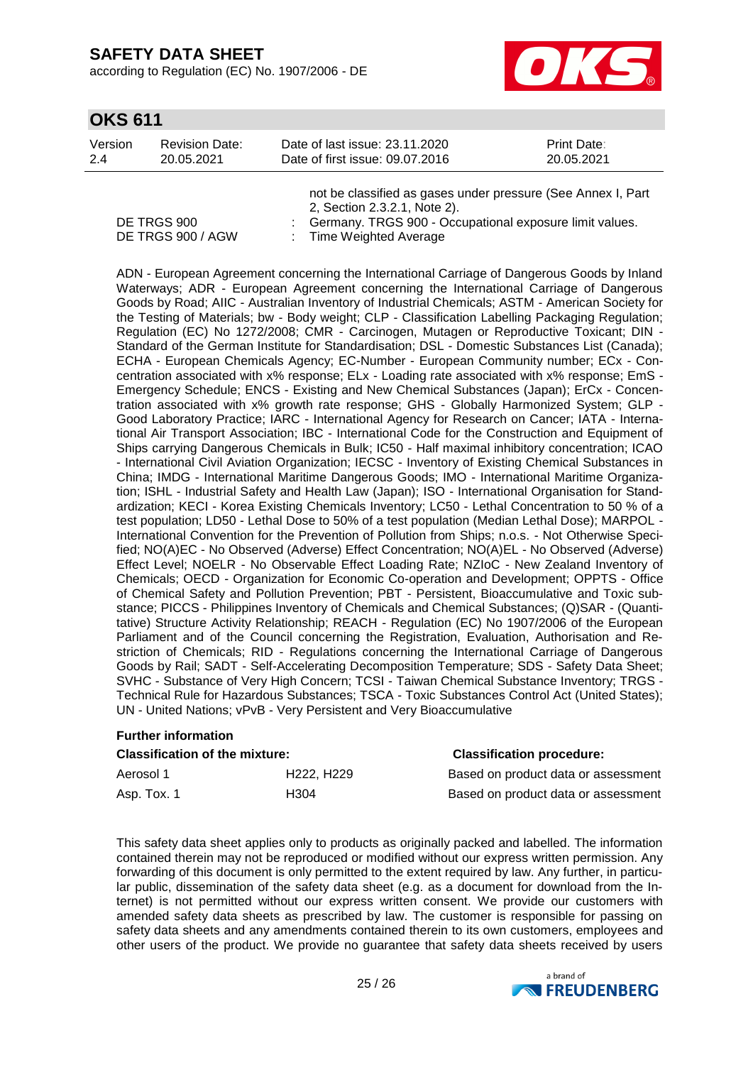not be classified as gases under pressure (See Annex I, Part 2, Section 2.3.2.1, Note 2).

DE TRGS 900 : Germany. TRGS 900 - Occupational exposure limit values.
DE TRGS 900 / AGW : Time Weighted Average

ADN - European Agreement concerning the International Carriage of Dangerous Goods by Inland Waterways; ADR - European Agreement concerning the International Carriage of Dangerous Goods by Road; AIIC - Australian Inventory of Industrial Chemicals; ASTM - American Society for the Testing of Materials; bw - Body weight; CLP - Classification Labelling Packaging Regulation; Regulation (EC) No 1272/2008; CMR - Carcinogen, Mutagen or Reproductive Toxicant; DIN - Standard of the German Institute for Standardisation; DSL - Domestic Substances List (Canada); ECHA - European Chemicals Agency; EC-Number - European Community number; ECx - Concentration associated with x% response; ELx - Loading rate associated with x% response; EmS - Emergency Schedule; ENCS - Existing and New Chemical Substances (Japan); ErCx - Concentration associated with x% growth rate response; GHS - Globally Harmonized System; GLP - Good Laboratory Practice; IARC - International Agency for Research on Cancer; IATA - International Air Transport Association; IBC - International Code for the Construction and Equipment of Ships carrying Dangerous Chemicals in Bulk; IC50 - Half maximal inhibitory concentration; ICAO - International Civil Aviation Organization; IECSC - Inventory of Existing Chemical Substances in China; IMDG - International Maritime Dangerous Goods; IMO - International Maritime Organization; ISHL - Industrial Safety and Health Law (Japan); ISO - International Organisation for Standardization; KECI - Korea Existing Chemicals Inventory; LC50 - Lethal Concentration to 50 % of a test population; LD50 - Lethal Dose to 50% of a test population (Median Lethal Dose); MARPOL - International Convention for the Prevention of Pollution from Ships; n.o.s. - Not Otherwise Specified; NO(A)EC - No Observed (Adverse) Effect Concentration; NO(A)EL - No Observed (Adverse) Effect Level; NOELR - No Observable Effect Loading Rate; NZIoC - New Zealand Inventory of Chemicals; OECD - Organization for Economic Co-operation and Development; OPPTS - Office of Chemical Safety and Pollution Prevention; PBT - Persistent, Bioaccumulative and Toxic substance; PICCS - Philippines Inventory of Chemicals and Chemical Substances; (Q)SAR - (Quantitative) Structure Activity Relationship; REACH - Regulation (EC) No 1907/2006 of the European Parliament and of the Council concerning the Registration, Evaluation, Authorisation and Restriction of Chemicals; RID - Regulations concerning the International Carriage of Dangerous Goods by Rail; SADT - Self-Accelerating Decomposition Temperature; SDS - Safety Data Sheet; SVHC - Substance of Very High Concern; TCSI - Taiwan Chemical Substance Inventory; TRGS - Technical Rule for Hazardous Substances; TSCA - Toxic Substances Control Act (United States); UN - United Nations; vPvB - Very Persistent and Very Bioaccumulative

**Further information**

| **Classification of the mixture:** | | **Classification procedure:** |
|---|---|---|
| Aerosol 1 | H222, H229 | Based on product data or assessment |
| Asp. Tox. 1 | H304 | Based on product data or assessment |

This safety data sheet applies only to products as originally packed and labelled. The information contained therein may not be reproduced or modified without our express written permission. Any forwarding of this document is only permitted to the extent required by law. Any further, in particular public, dissemination of the safety data sheet (e.g. as a document for download from the Internet) is not permitted without our express written consent. We provide our customers with amended safety data sheets as prescribed by law. The customer is responsible for passing on safety data sheets and any amendments contained therein to its own customers, employees and other users of the product. We provide no guarantee that safety data sheets received by users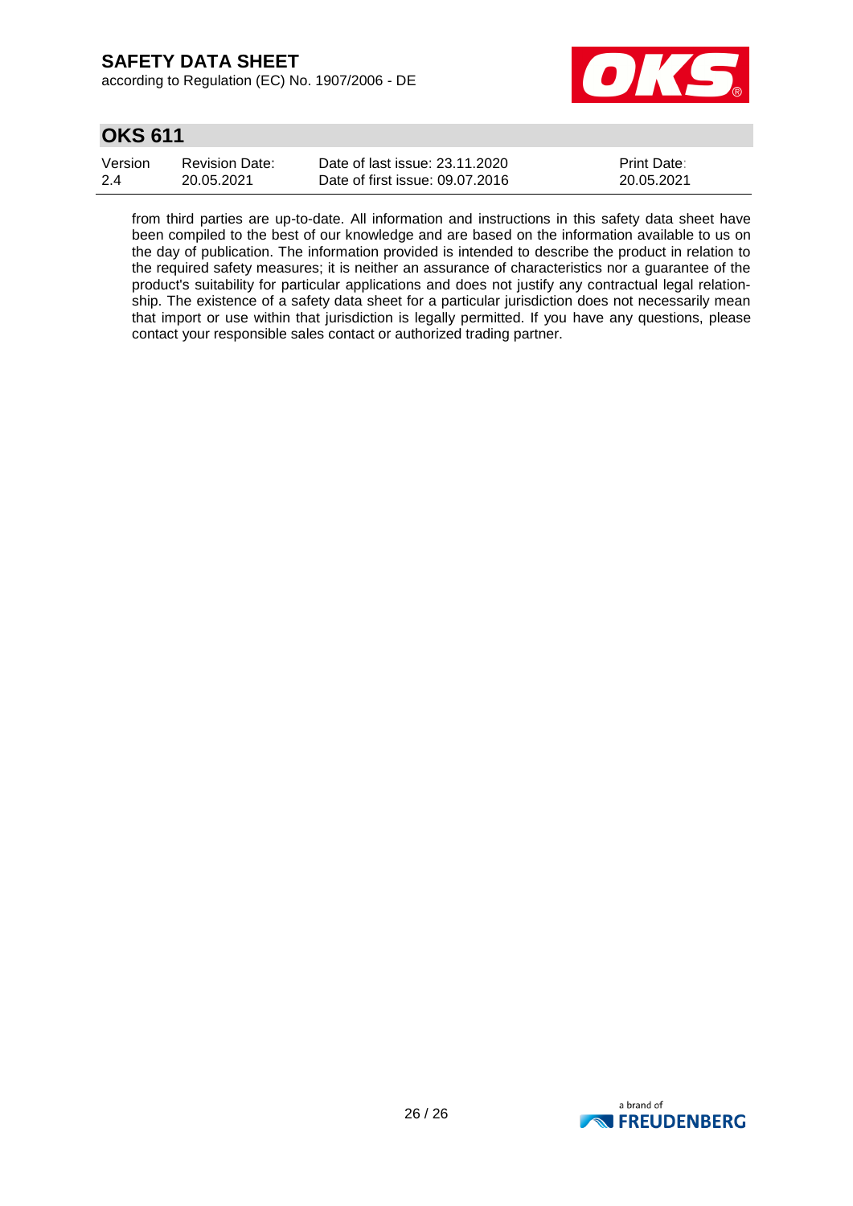from third parties are up-to-date. All information and instructions in this safety data sheet have been compiled to the best of our knowledge and are based on the information available to us on the day of publication. The information provided is intended to describe the product in relation to the required safety measures; it is neither an assurance of characteristics nor a guarantee of the product's suitability for particular applications and does not justify any contractual legal relationship. The existence of a safety data sheet for a particular jurisdiction does not necessarily mean that import or use within that jurisdiction is legally permitted. If you have any questions, please contact your responsible sales contact or authorized trading partner.